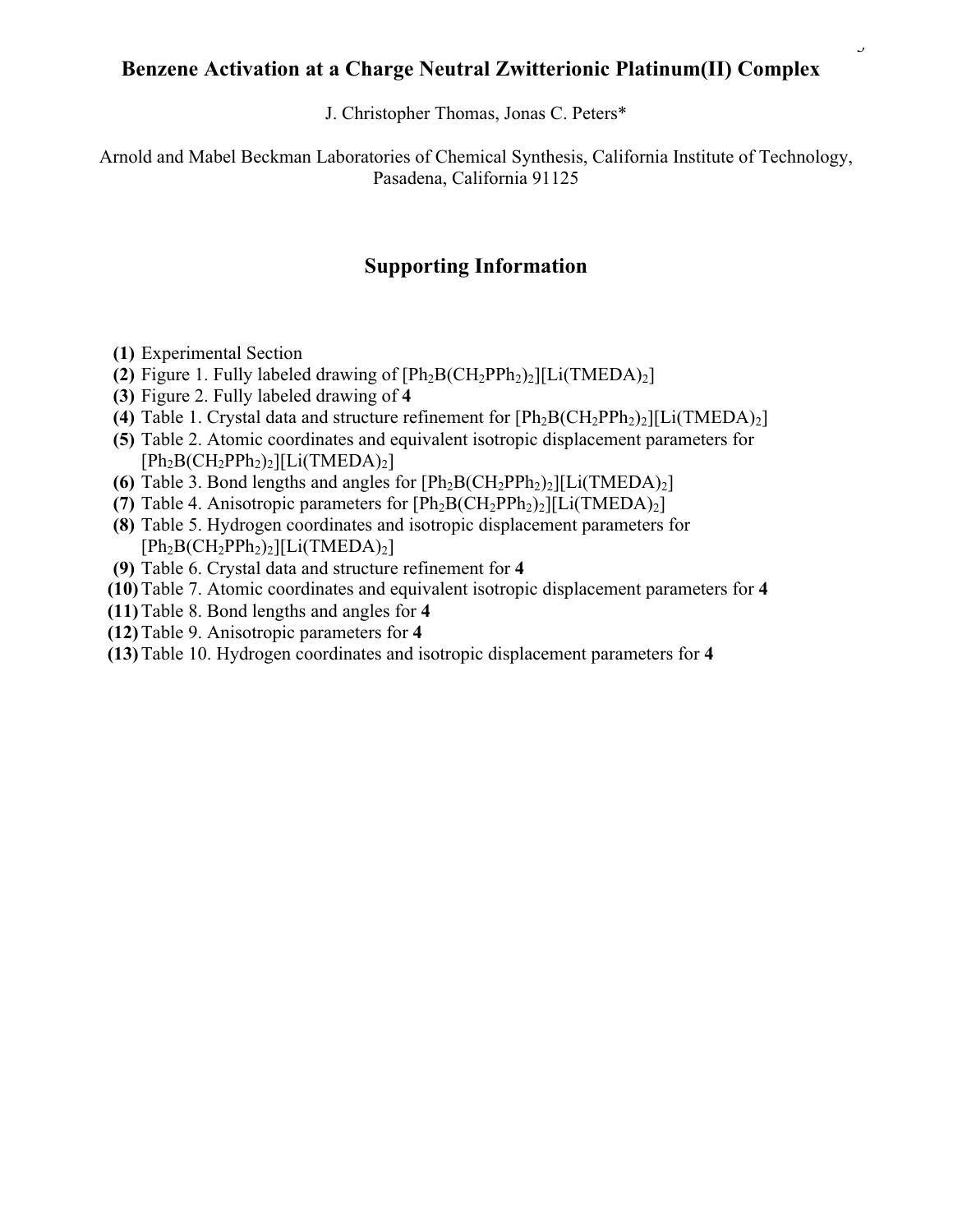# Benzene Activation at a Charge Neutral Zwitterionic Platinum(II) Complex

J. Christopher Thomas, Jonas C. Peters*

Arnold and Mabel Beckman Laboratories of Chemical Synthesis, California Institute of Technology, Pasadena, California 91125

## Supporting Information

**(1)** Experimental Section
**(2)** Figure 1. Fully labeled drawing of $[Ph_2B(CH_2PPh_2)_2][Li(TMEDA)_2]$
**(3)** Figure 2. Fully labeled drawing of **4**
**(4)** Table 1. Crystal data and structure refinement for $[Ph_2B(CH_2PPh_2)_2][Li(TMEDA)_2]$
**(5)** Table 2. Atomic coordinates and equivalent isotropic displacement parameters for $[Ph_2B(CH_2PPh_2)_2][Li(TMEDA)_2]$
**(6)** Table 3. Bond lengths and angles for $[Ph_2B(CH_2PPh_2)_2][Li(TMEDA)_2]$
**(7)** Table 4. Anisotropic parameters for $[Ph_2B(CH_2PPh_2)_2][Li(TMEDA)_2]$
**(8)** Table 5. Hydrogen coordinates and isotropic displacement parameters for $[Ph_2B(CH_2PPh_2)_2][Li(TMEDA)_2]$
**(9)** Table 6. Crystal data and structure refinement for **4**
**(10)** Table 7. Atomic coordinates and equivalent isotropic displacement parameters for **4**
**(11)** Table 8. Bond lengths and angles for **4**
**(12)** Table 9. Anisotropic parameters for **4**
**(13)** Table 10. Hydrogen coordinates and isotropic displacement parameters for **4**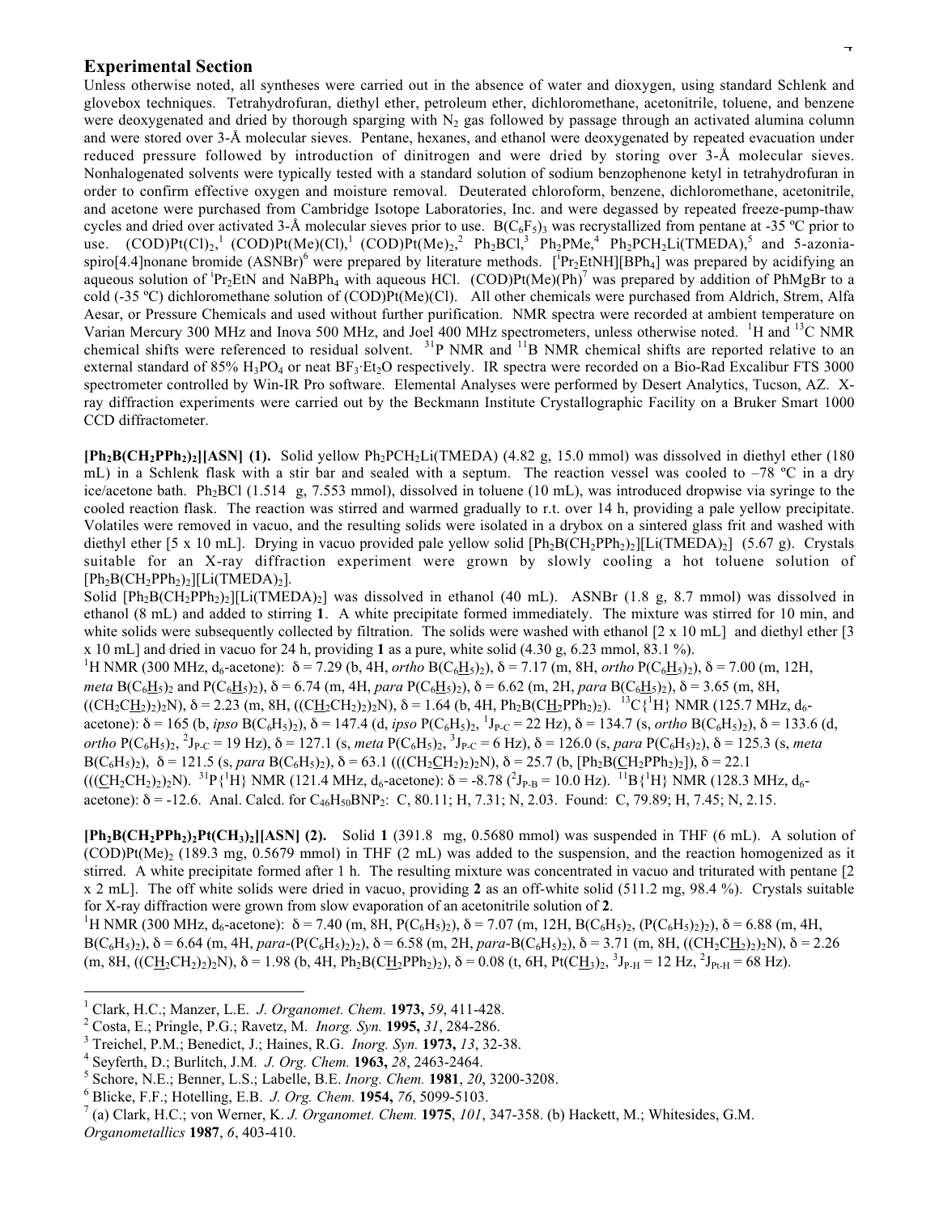## Experimental Section

Unless otherwise noted, all syntheses were carried out in the absence of water and dioxygen, using standard Schlenk and glovebox techniques. Tetrahydrofuran, diethyl ether, petroleum ether, dichloromethane, acetonitrile, toluene, and benzene were deoxygenated and dried by thorough sparging with $N_2$ gas followed by passage through an activated alumina column and were stored over 3-Å molecular sieves. Pentane, hexanes, and ethanol were deoxygenated by repeated evacuation under reduced pressure followed by introduction of dinitrogen and were dried by storing over 3-Å molecular sieves. Nonhalogenated solvents were typically tested with a standard solution of sodium benzophenone ketyl in tetrahydrofuran in order to confirm effective oxygen and moisture removal. Deuterated chloroform, benzene, dichloromethane, acetonitrile, and acetone were purchased from Cambridge Isotope Laboratories, Inc. and were degassed by repeated freeze-pump-thaw cycles and dried over activated 3-Å molecular sieves prior to use. $B(C_6F_5)_3$ was recrystallized from pentane at -35 ºC prior to use. $(COD)Pt(Cl)_2$,[1] $(COD)Pt(Me)(Cl)$,[1] $(COD)Pt(Me)_2$,[2] $Ph_2BCl$,[3] $Ph_2PMe$,[4] $Ph_2PCH_2Li(TMEDA)$,[5] and 5-azonia-spiro[4.4]nonane bromide (ASNBr)[6] were prepared by literature methods. $[{}^iPr_2EtNH][BPh_4]$ was prepared by acidifying an aqueous solution of ${}^iPr_2EtN$ and $NaBPh_4$ with aqueous HCl. $(COD)Pt(Me)(Ph)$[7] was prepared by addition of PhMgBr to a cold (-35 ºC) dichloromethane solution of $(COD)Pt(Me)(Cl)$. All other chemicals were purchased from Aldrich, Strem, Alfa Aesar, or Pressure Chemicals and used without further purification. NMR spectra were recorded at ambient temperature on Varian Mercury 300 MHz and Inova 500 MHz, and Joel 400 MHz spectrometers, unless otherwise noted. $^1H$ and $^{13}C$ NMR chemical shifts were referenced to residual solvent. $^{31}P$ NMR and $^{11}B$ NMR chemical shifts are reported relative to an external standard of 85% $H_3PO_4$ or neat $BF_3{\cdot}Et_2O$ respectively. IR spectra were recorded on a Bio-Rad Excalibur FTS 3000 spectrometer controlled by Win-IR Pro software. Elemental Analyses were performed by Desert Analytics, Tucson, AZ. X-ray diffraction experiments were carried out by the Beckmann Institute Crystallographic Facility on a Bruker Smart 1000 CCD diffractometer.

**$[Ph_2B(CH_2PPh_2)_2][ASN]$ (1).** Solid yellow $Ph_2PCH_2Li(TMEDA)$ (4.82 g, 15.0 mmol) was dissolved in diethyl ether (180 mL) in a Schlenk flask with a stir bar and sealed with a septum. The reaction vessel was cooled to –78 ºC in a dry ice/acetone bath. $Ph_2BCl$ (1.514 g, 7.553 mmol), dissolved in toluene (10 mL), was introduced dropwise via syringe to the cooled reaction flask. The reaction was stirred and warmed gradually to r.t. over 14 h, providing a pale yellow precipitate. Volatiles were removed in vacuo, and the resulting solids were isolated in a drybox on a sintered glass frit and washed with diethyl ether [5 x 10 mL]. Drying in vacuo provided pale yellow solid $[Ph_2B(CH_2PPh_2)_2][Li(TMEDA)_2]$ (5.67 g). Crystals suitable for an X-ray diffraction experiment were grown by slowly cooling a hot toluene solution of $[Ph_2B(CH_2PPh_2)_2][Li(TMEDA)_2]$.

Solid $[Ph_2B(CH_2PPh_2)_2][Li(TMEDA)_2]$ was dissolved in ethanol (40 mL). ASNBr (1.8 g, 8.7 mmol) was dissolved in ethanol (8 mL) and added to stirring **1**. A white precipitate formed immediately. The mixture was stirred for 10 min, and white solids were subsequently collected by filtration. The solids were washed with ethanol [2 x 10 mL] and diethyl ether [3 x 10 mL] and dried in vacuo for 24 h, providing **1** as a pure, white solid (4.30 g, 6.23 mmol, 83.1 %).

$^1H$ NMR (300 MHz, d$_6$-acetone): δ = 7.29 (b, 4H, *ortho* $B(C_6\underline{H}_5)_2$), δ = 7.17 (m, 8H, *ortho* $P(C_6\underline{H}_5)_2$), δ = 7.00 (m, 12H, *meta* $B(C_6\underline{H}_5)_2$ and $P(C_6\underline{H}_5)_2$), δ = 6.74 (m, 4H, *para* $P(C_6\underline{H}_5)_2$), δ = 6.62 (m, 2H, *para* $B(C_6\underline{H}_5)_2$), δ = 3.65 (m, 8H, $((CH_2C\underline{H}_2)_2)_2N$), δ = 2.23 (m, 8H, $((C\underline{H}_2CH_2)_2)_2N$), δ = 1.64 (b, 4H, $Ph_2B(C\underline{H}_2PPh_2)_2$). $^{13}C\{^1H\}$ NMR (125.7 MHz, d$_6$-acetone): δ = 165 (b, *ipso* $B(C_6H_5)_2$), δ = 147.4 (d, *ipso* $P(C_6H_5)_2$, $^1J_{P\text{-}C}$ = 22 Hz), δ = 134.7 (s, *ortho* $B(C_6H_5)_2$), δ = 133.6 (d, *ortho* $P(C_6H_5)_2$, $^2J_{P\text{-}C}$ = 19 Hz), δ = 127.1 (s, *meta* $P(C_6H_5)_2$, $^3J_{P\text{-}C}$ = 6 Hz), δ = 126.0 (s, *para* $P(C_6H_5)_2$), δ = 125.3 (s, *meta* $B(C_6H_5)_2$), δ = 121.5 (s, *para* $B(C_6H_5)_2$), δ = 63.1 $(((CH_2\underline{C}H_2)_2)_2N)$, δ = 25.7 (b, $[Ph_2B(\underline{C}H_2PPh_2)_2]$), δ = 22.1 $(((\underline{C}H_2CH_2)_2)_2N)$. $^{31}P\{^1H\}$ NMR (121.4 MHz, d$_6$-acetone): δ = -8.78 ($^2J_{P\text{-}B}$ = 10.0 Hz). $^{11}B\{^1H\}$ NMR (128.3 MHz, d$_6$-acetone): δ = -12.6. Anal. Calcd. for $C_{46}H_{50}BNP_2$: C, 80.11; H, 7.31; N, 2.03. Found: C, 79.89; H, 7.45; N, 2.15.

**$[Ph_2B(CH_2PPh_2)_2Pt(CH_3)_2][ASN]$ (2).** Solid **1** (391.8 mg, 0.5680 mmol) was suspended in THF (6 mL). A solution of $(COD)Pt(Me)_2$ (189.3 mg, 0.5679 mmol) in THF (2 mL) was added to the suspension, and the reaction homogenized as it stirred. A white precipitate formed after 1 h. The resulting mixture was concentrated in vacuo and triturated with pentane [2 x 2 mL]. The off white solids were dried in vacuo, providing **2** as an off-white solid (511.2 mg, 98.4 %). Crystals suitable for X-ray diffraction were grown from slow evaporation of an acetonitrile solution of **2**.

$^1H$ NMR (300 MHz, d$_6$-acetone): δ = 7.40 (m, 8H, $P(C_6H_5)_2$), δ = 7.07 (m, 12H, $B(C_6H_5)_2$, $(P(C_6H_5)_2)_2$), δ = 6.88 (m, 4H, $B(C_6H_5)_2$), δ = 6.64 (m, 4H, *para*-$(P(C_6H_5)_2)_2$), δ = 6.58 (m, 2H, *para*-$B(C_6H_5)_2$), δ = 3.71 (m, 8H, $((CH_2C\underline{H}_2)_2)_2N$), δ = 2.26 (m, 8H, $((C\underline{H}_2CH_2)_2)_2N$), δ = 1.98 (b, 4H, $Ph_2B(C\underline{H}_2PPh_2)_2$), δ = 0.08 (t, 6H, $Pt(C\underline{H}_3)_2$, $^3J_{P\text{-}H}$ = 12 Hz, $^2J_{Pt\text{-}H}$ = 68 Hz).

---

[1] Clark, H.C.; Manzer, L.E. *J. Organomet. Chem.* **1973,** *59*, 411-428.
[2] Costa, E.; Pringle, P.G.; Ravetz, M. *Inorg. Syn.* **1995,** *31*, 284-286.
[3] Treichel, P.M.; Benedict, J.; Haines, R.G. *Inorg. Syn.* **1973,** *13*, 32-38.
[4] Seyferth, D.; Burlitch, J.M. *J. Org. Chem.* **1963,** *28*, 2463-2464.
[5] Schore, N.E.; Benner, L.S.; Labelle, B.E. *Inorg. Chem.* **1981**, *20*, 3200-3208.
[6] Blicke, F.F.; Hotelling, E.B. *J. Org. Chem.* **1954,** *76*, 5099-5103.
[7] (a) Clark, H.C.; von Werner, K. *J. Organomet. Chem.* **1975**, *101*, 347-358. (b) Hackett, M.; Whitesides, G.M. *Organometallics* **1987**, *6*, 403-410.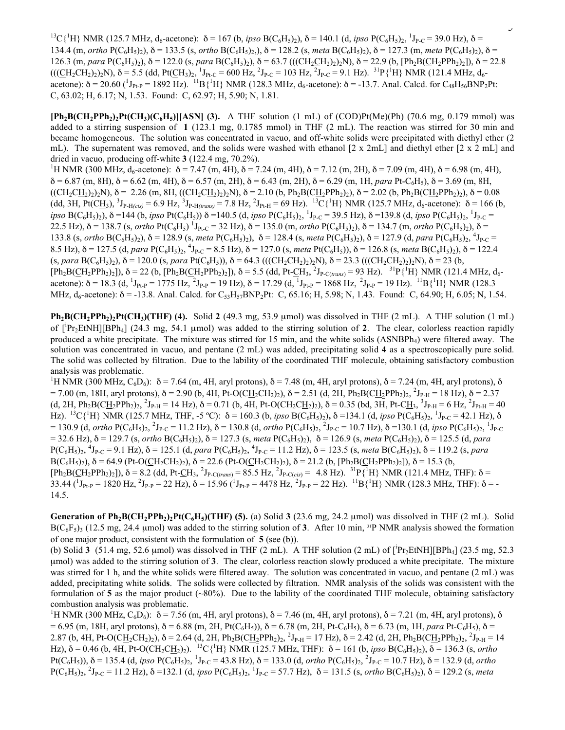$^{13}C\{^1H\}$ NMR (125.7 MHz, d$_6$-acetone): δ = 167 (b, *ipso* $B(C_6H_5)_2$), δ = 140.1 (d, *ipso* $P(C_6H_5)_2$, $^1J_{P\text{-}C}$ = 39.0 Hz), δ = 134.4 (m, *ortho* $P(C_6H_5)_2$), δ = 133.5 (s, *ortho* $B(C_6H_5)_2$), δ = 128.2 (s, *meta* $B(C_6H_5)_2$), δ = 127.3 (m, *meta* $P(C_6H_5)_2$), δ = 126.3 (m, *para* $P(C_6H_5)_2$), δ = 122.0 (s, *para* $B(C_6H_5)_2$), δ = 63.7 ((($CH_2\underline{C}H_2)_2)_2N$), δ = 22.9 (b, [$Ph_2B(\underline{C}H_2PPh_2)_2$]), δ = 22.8 ((($\underline{C}H_2CH_2)_2)_2N$), δ = 5.5 (dd, Pt($\underline{C}H_3$), $^1J_{Pt\text{-}C}$ = 600 Hz, $^2J_{P\text{-}C}$ = 103 Hz, $^2J_{P\text{-}C}$ = 9.1 Hz). $^{31}P\{^1H\}$ NMR (121.4 MHz, d$_6$-acetone): δ = 20.60 ($^1J_{Pt\text{-}P}$ = 1892 Hz). $^{11}B\{^1H\}$ NMR (128.3 MHz, d$_6$-acetone): δ = -13.7. Anal. Calcd. for $C_{48}H_{56}BNP_2Pt$: C, 63.02; H, 6.17; N, 1.53. Found: C, 62.97; H, 5.90; N, 1.81.

**[$Ph_2B(CH_2PPh_2)_2Pt(CH_3)(C_6H_5)$][ASN] (3).** A THF solution (1 mL) of (COD)Pt(Me)(Ph) (70.6 mg, 0.179 mmol) was added to a stirring suspension of **1** (123.1 mg, 0.1785 mmol) in THF (2 mL). The reaction was stirred for 30 min and became homogeneous. The solution was concentrated in vacuo, and off-white solids were precipitated with diethyl ether (2 mL). The supernatent was removed, and the solids were washed with ethanol [2 x 2mL] and diethyl ether [2 x 2 mL] and dried in vacuo, producing off-white **3** (122.4 mg, 70.2%).

$^1H$ NMR (300 MHz, d$_6$-acetone): δ = 7.47 (m, 4H), δ = 7.24 (m, 4H), δ = 7.12 (m, 2H), δ = 7.09 (m, 4H), δ = 6.98 (m, 4H), δ = 6.87 (m, 8H), δ = 6.62 (m, 4H), δ = 6.57 (m, 2H), δ = 6.43 (m, 2H), δ = 6.29 (m, 1H, *para* Pt-$C_6H_5$), δ = 3.69 (m, 8H, (($CH_2C\underline{H}_2)_2)_2N$), δ = 2.26 (m, 8H, (($C\underline{H}_2CH_2)_2)_2N$), δ = 2.10 (b, $Ph_2B(C\underline{H}_2PPh_2)_2$), δ = 2.02 (b, $Ph_2B(C\underline{H}_2PPh_2)_2$), δ = 0.08 (dd, 3H, Pt($C\underline{H}_3$), $^3J_{P\text{-}H(cis)}$ = 6.9 Hz, $^3J_{P\text{-}H(trans)}$ = 7.8 Hz, $^2J_{Pt\text{-}H}$ = 69 Hz). $^{13}C\{^1H\}$ NMR (125.7 MHz, d$_6$-acetone): δ = 166 (b, *ipso* $B(C_6H_5)_2$), δ =144 (b, *ipso* Pt($C_6H_5$)) δ =140.5 (d, *ipso* $P(C_6H_5)_2$, $^1J_{P\text{-}C}$ = 39.5 Hz), δ =139.8 (d, *ipso* $P(C_6H_5)_2$, $^1J_{P\text{-}C}$ = 22.5 Hz), δ = 138.7 (s, *ortho* Pt($C_6H_5$) $^1J_{Pt\text{-}C}$ = 32 Hz), δ = 135.0 (m, *ortho* $P(C_6H_5)_2$), δ = 134.7 (m, *ortho* $P(C_6H_5)_2$), δ = 133.8 (s, *ortho* $B(C_6H_5)_2$), δ = 128.9 (s, *meta* $P(C_6H_5)_2$), δ = 128.4 (s, *meta* $P(C_6H_5)_2$), δ = 127.9 (d, *para* $P(C_6H_5)_2$, $^4J_{P\text{-}C}$ = 8.5 Hz), δ = 127.5 (d, *para* $P(C_6H_5)_2$, $^4J_{P\text{-}C}$ = 8.5 Hz), δ = 127.0 (s, *meta* Pt($C_6H_5$)), δ = 126.8 (s, *meta* $B(C_6H_5)_2$), δ = 122.4 (s, *para* $B(C_6H_5)_2$), δ = 120.0 (s, *para* Pt($C_6H_5$)), δ = 64.3 ((($CH_2\underline{C}H_2)_2)_2N$), δ = 23.3 ((($\underline{C}H_2CH_2)_2)_2N$), δ = 23 (b, [$Ph_2B(\underline{C}H_2PPh_2)_2$]), δ = 22 (b, [$Ph_2B(\underline{C}H_2PPh_2)_2$]), δ = 5.5 (dd, Pt-$\underline{C}H_3$, $^2J_{P\text{-}C(trans)}$ = 93 Hz). $^{31}P\{^1H\}$ NMR (121.4 MHz, d$_6$-acetone): δ = 18.3 (d, $^1J_{Pt\text{-}P}$ = 1775 Hz, $^2J_{P\text{-}P}$ = 19 Hz), δ = 17.29 (d, $^1J_{Pt\text{-}P}$ = 1868 Hz, $^2J_{P\text{-}P}$ = 19 Hz). $^{11}B\{^1H\}$ NMR (128.3 MHz, d$_6$-acetone): δ = -13.8. Anal. Calcd. for $C_{53}H_{57}BNP_2Pt$: C, 65.16; H, 5.98; N, 1.43. Found: C, 64.90; H, 6.05; N, 1.54.

**$Ph_2B(CH_2PPh_2)_2Pt(CH_3)(THF)$ (4).** Solid **2** (49.3 mg, 53.9 μmol) was dissolved in THF (2 mL). A THF solution (1 mL) of [$^iPr_2EtNH$][$BPh_4$] (24.3 mg, 54.1 μmol) was added to the stirring solution of **2**. The clear, colorless reaction rapidly produced a white precipitate. The mixture was stirred for 15 min, and the white solids (ASNBPh$_4$) were filtered away. The solution was concentrated in vacuo, and pentane (2 mL) was added, precipitating solid **4** as a spectroscopically pure solid. The solid was collected by filtration. Due to the lability of the coordinated THF molecule, obtaining satisfactory combustion analysis was problematic.

$^1H$ NMR (300 MHz, $C_6D_6$): δ = 7.64 (m, 4H, aryl protons), δ = 7.48 (m, 4H, aryl protons), δ = 7.24 (m, 4H, aryl protons), δ = 7.00 (m, 18H, aryl protons), δ = 2.90 (b, 4H, Pt-O($C\underline{H}_2CH_2)_2$), δ = 2.51 (d, 2H, $Ph_2B(C\underline{H}_2PPh_2)_2$, $^2J_{P\text{-}H}$ = 18 Hz), δ = 2.37 (d, 2H, $Ph_2B(C\underline{H}_2PPh_2)_2$, $^2J_{P\text{-}H}$ = 14 Hz), δ = 0.71 (b, 4H, Pt-O($CH_2C\underline{H}_2)_2$), δ = 0.35 (bd, 3H, Pt-$C\underline{H}_3$, $^3J_{P\text{-}H}$ = 6 Hz, $^2J_{Pt\text{-}H}$ = 40 Hz). $^{13}C\{^1H\}$ NMR (125.7 MHz, THF, -5 ºC): δ = 160.3 (b, *ipso* $B(C_6H_5)_2$), δ =134.1 (d, *ipso* $P(C_6H_5)_2$, $^1J_{P\text{-}C}$ = 42.1 Hz), δ = 130.9 (d, *ortho* $P(C_6H_5)_2$, $^2J_{P\text{-}C}$ = 11.2 Hz), δ = 130.8 (d, *ortho* $P(C_6H_5)_2$, $^2J_{P\text{-}C}$ = 10.7 Hz), δ =130.1 (d, *ipso* $P(C_6H_5)_2$, $^1J_{P\text{-}C}$ = 32.6 Hz), δ = 129.7 (s, *ortho* $B(C_6H_5)_2$), δ = 127.3 (s, *meta* $P(C_6H_5)_2$), δ = 126.9 (s, *meta* $P(C_6H_5)_2$), δ = 125.5 (d, *para* $P(C_6H_5)_2$, $^4J_{P\text{-}C}$ = 9.1 Hz), δ = 125.1 (d, *para* $P(C_6H_5)_2$, $^4J_{P\text{-}C}$ = 11.2 Hz), δ = 123.5 (s, *meta* $B(C_6H_5)_2$), δ = 119.2 (s, *para* $B(C_6H_5)_2$), δ = 64.9 (Pt-O($\underline{C}H_2CH_2)_2$), δ = 22.6 (Pt-O($CH_2\underline{C}H_2)_2$), δ = 21.2 (b, [$Ph_2B(\underline{C}H_2PPh_2)_2$]), δ = 15.3 (b, [$Ph_2B(\underline{C}H_2PPh_2)_2$]), δ = 8.2 (dd, Pt-$\underline{C}H_3$, $^2J_{P\text{-}C(trans)}$ = 85.5 Hz, $^2J_{P\text{-}C(cis)}$ = 4.8 Hz). $^{31}P\{^1H\}$ NMR (121.4 MHz, THF): δ = 33.44 ($^1J_{Pt\text{-}P}$ = 1820 Hz, $^2J_{P\text{-}P}$ = 22 Hz), δ = 15.96 ($^1J_{Pt\text{-}P}$ = 4478 Hz, $^2J_{P\text{-}P}$ = 22 Hz). $^{11}B\{^1H\}$ NMR (128.3 MHz, THF): δ = -14.5.

**Generation of $Ph_2B(CH_2PPh_2)_2Pt(C_6H_5)(THF)$ (5).** (a) Solid **3** (23.6 mg, 24.2 μmol) was dissolved in THF (2 mL). Solid $B(C_6F_5)_3$ (12.5 mg, 24.4 μmol) was added to the stirring solution of **3**. After 10 min, $^{31}P$ NMR analysis showed the formation of one major product, consistent with the formulation of **5** (see (b)).

(b) Solid **3** (51.4 mg, 52.6 μmol) was dissolved in THF (2 mL). A THF solution (2 mL) of [$^iPr_2EtNH$][$BPh_4$] (23.5 mg, 52.3 μmol) was added to the stirring solution of **3**. The clear, colorless reaction slowly produced a white precipitate. The mixture was stirred for 1 h, and the white solids were filtered away. The solution was concentrated in vacuo, and pentane (2 mL) was added, precipitating white solids. The solids were collected by filtration. NMR analysis of the solids was consistent with the formulation of **5** as the major product (~80%). Due to the lability of the coordinated THF molecule, obtaining satisfactory combustion analysis was problematic.

$^1H$ NMR (300 MHz, $C_6D_6$): δ = 7.56 (m, 4H, aryl protons), δ = 7.46 (m, 4H, aryl protons), δ = 7.21 (m, 4H, aryl protons), δ = 6.95 (m, 18H, aryl protons), δ = 6.88 (m, 2H, Pt($C_6H_5$)), δ = 6.78 (m, 2H, Pt-$C_6H_5$), δ = 6.73 (m, 1H, *para* Pt-$C_6H_5$), δ = 2.87 (b, 4H, Pt-O($C\underline{H}_2CH_2)_2$), δ = 2.64 (d, 2H, $Ph_2B(C\underline{H}_2PPh_2)_2$, $^2J_{P\text{-}H}$ = 17 Hz), δ = 2.42 (d, 2H, $Ph_2B(C\underline{H}_2PPh_2)_2$, $^2J_{P\text{-}H}$ = 14 Hz), δ = 0.46 (b, 4H, Pt-O($CH_2C\underline{H}_2)_2$). $^{13}C\{^1H\}$ NMR (125.7 MHz, THF): δ = 161 (b, *ipso* $B(C_6H_5)_2$), δ = 136.3 (s, *ortho* Pt($C_6H_5$)), δ = 135.4 (d, *ipso* $P(C_6H_5)_2$, $^1J_{P\text{-}C}$ = 43.8 Hz), δ = 133.0 (d, *ortho* $P(C_6H_5)_2$, $^2J_{P\text{-}C}$ = 10.7 Hz), δ = 132.9 (d, *ortho* $P(C_6H_5)_2$, $^2J_{P\text{-}C}$ = 11.2 Hz), δ =132.1 (d, *ipso* $P(C_6H_5)_2$, $^1J_{P\text{-}C}$ = 57.7 Hz), δ = 131.5 (s, *ortho* $B(C_6H_5)_2$), δ = 129.2 (s, *meta*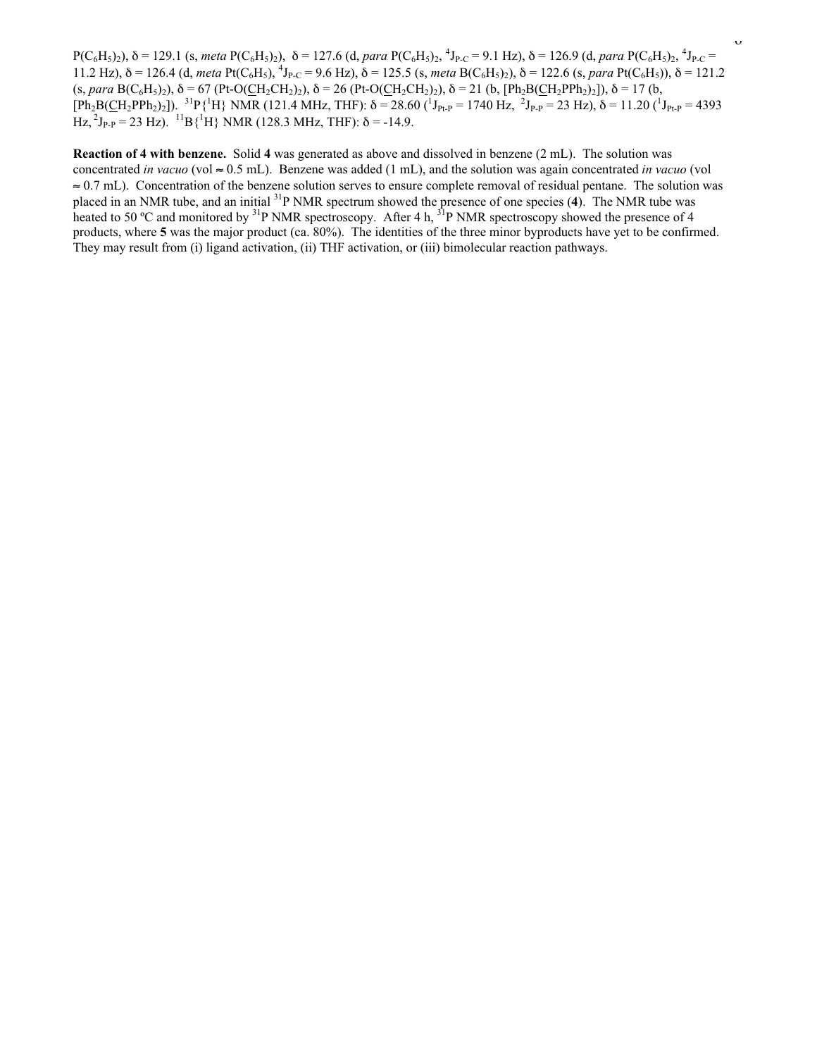$P(C_6H_5)_2$), δ = 129.1 (s, *meta* $P(C_6H_5)_2$), δ = 127.6 (d, *para* $P(C_6H_5)_2$, $^4J_{P\text{-}C}$ = 9.1 Hz), δ = 126.9 (d, *para* $P(C_6H_5)_2$, $^4J_{P\text{-}C}$ = 11.2 Hz), δ = 126.4 (d, *meta* $Pt(C_6H_5)$, $^4J_{P\text{-}C}$ = 9.6 Hz), δ = 125.5 (s, *meta* $B(C_6H_5)_2$), δ = 122.6 (s, *para* $Pt(C_6H_5)$), δ = 121.2 (s, *para* $B(C_6H_5)_2$), δ = 67 (Pt-O($\underline{C}H_2CH_2)_2$), δ = 26 (Pt-O($CH_2\underline{C}H_2)_2$), δ = 21 (b, [$Ph_2B(\underline{C}H_2PPh_2)_2$]), δ = 17 (b, [$Ph_2B(\underline{C}H_2PPh_2)_2$]). $^{31}P\{^1H\}$ NMR (121.4 MHz, THF): δ = 28.60 ($^1J_{Pt\text{-}P}$ = 1740 Hz, $^2J_{P\text{-}P}$ = 23 Hz), δ = 11.20 ($^1J_{Pt\text{-}P}$ = 4393 Hz, $^2J_{P\text{-}P}$ = 23 Hz). $^{11}B\{^1H\}$ NMR (128.3 MHz, THF): δ = -14.9.

**Reaction of 4 with benzene.** Solid **4** was generated as above and dissolved in benzene (2 mL). The solution was concentrated *in vacuo* (vol ≈ 0.5 mL). Benzene was added (1 mL), and the solution was again concentrated *in vacuo* (vol ≈ 0.7 mL). Concentration of the benzene solution serves to ensure complete removal of residual pentane. The solution was placed in an NMR tube, and an initial $^{31}P$ NMR spectrum showed the presence of one species (**4**). The NMR tube was heated to 50 ºC and monitored by $^{31}P$ NMR spectroscopy. After 4 h, $^{31}P$ NMR spectroscopy showed the presence of 4 products, where **5** was the major product (ca. 80%). The identities of the three minor byproducts have yet to be confirmed. They may result from (i) ligand activation, (ii) THF activation, or (iii) bimolecular reaction pathways.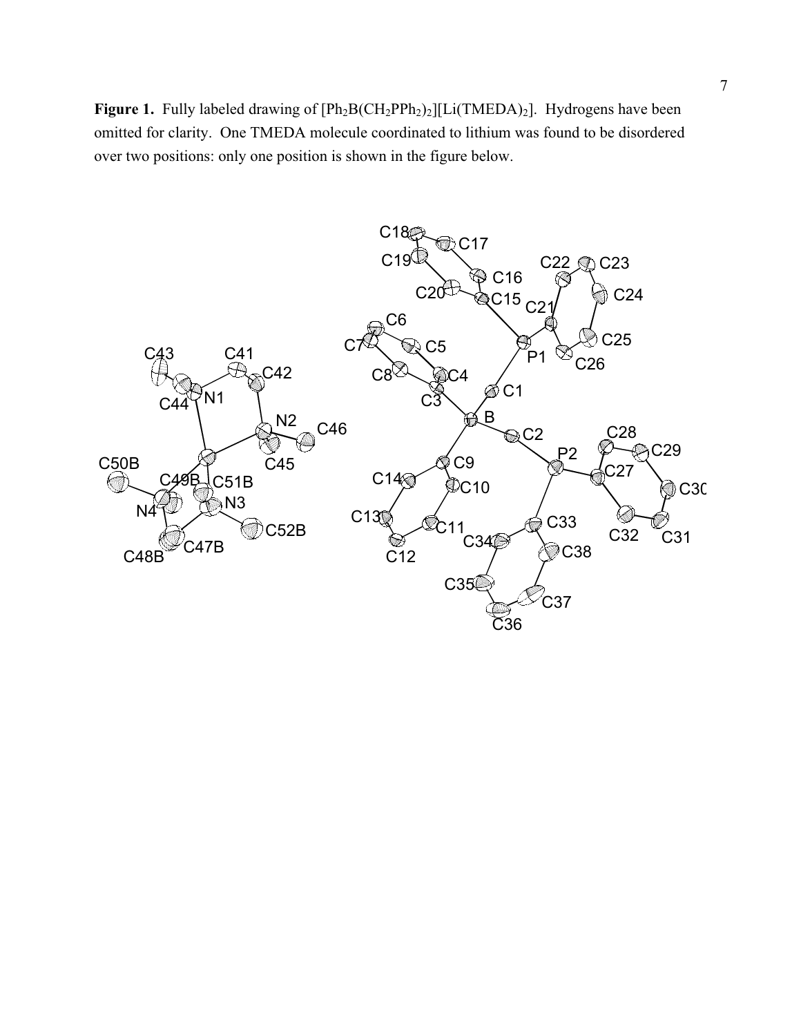**Figure 1.** Fully labeled drawing of $[Ph_2B(CH_2PPh_2)_2][Li(TMEDA)_2]$. Hydrogens have been omitted for clarity. One TMEDA molecule coordinated to lithium was found to be disordered over two positions: only one position is shown in the figure below.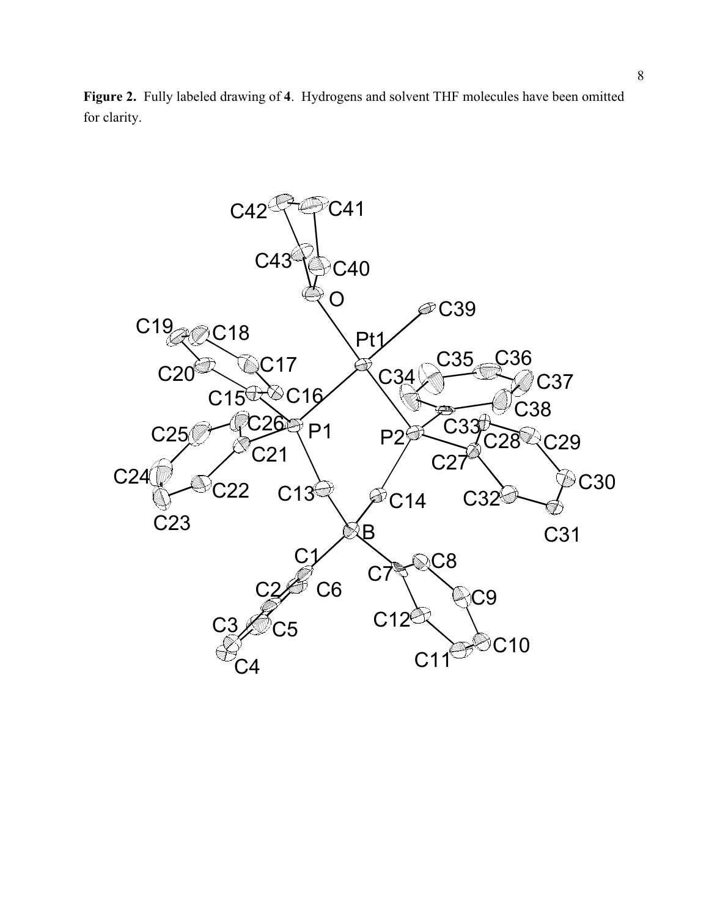**Figure 2.** Fully labeled drawing of **4**. Hydrogens and solvent THF molecules have been omitted for clarity.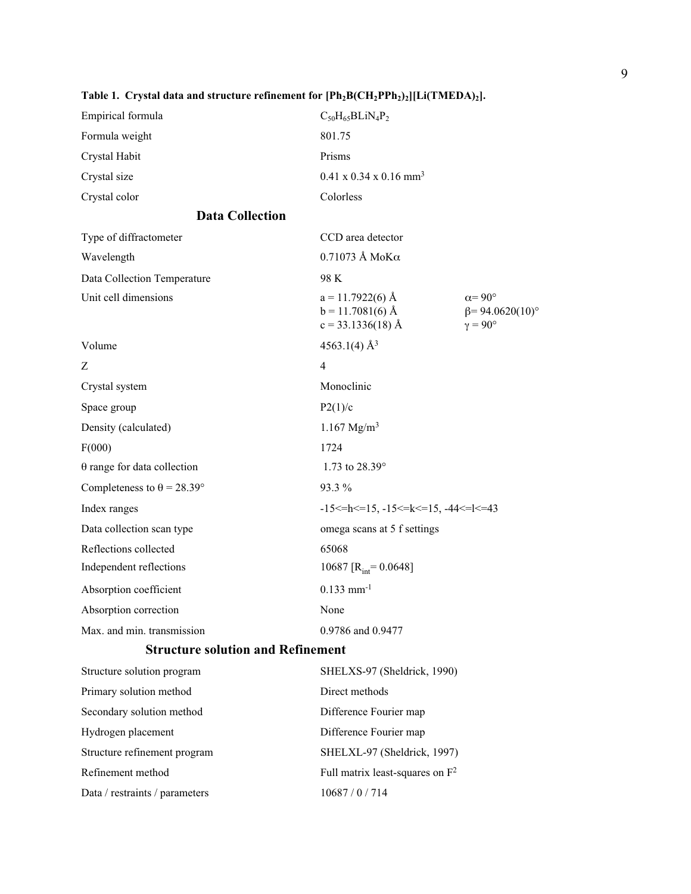**Table 1. Crystal data and structure refinement for $[Ph_2B(CH_2PPh_2)_2][Li(TMEDA)_2]$.**

| | | |
|---|---|---|
| Empirical formula | $C_{50}H_{65}BLiN_4P_2$ | |
| Formula weight | 801.75 | |
| Crystal Habit | Prisms | |
| Crystal size | 0.41 x 0.34 x 0.16 mm$^3$ | |
| Crystal color | Colorless | |
| **Data Collection** | | |
| Type of diffractometer | CCD area detector | |
| Wavelength | 0.71073 Å MoK$\alpha$ | |
| Data Collection Temperature | 98 K | |
| Unit cell dimensions | a = 11.7922(6) Å | $\alpha$= 90° |
| | b = 11.7081(6) Å | $\beta$= 94.0620(10)° |
| | c = 33.1336(18) Å | $\gamma$ = 90° |
| Volume | 4563.1(4) Å$^3$ | |
| Z | 4 | |
| Crystal system | Monoclinic | |
| Space group | P2(1)/c | |
| Density (calculated) | 1.167 Mg/m$^3$ | |
| F(000) | 1724 | |
| $\theta$ range for data collection | 1.73 to 28.39° | |
| Completeness to $\theta$ = 28.39° | 93.3 % | |
| Index ranges | -15<=h<=15, -15<=k<=15, -44<=l<=43 | |
| Data collection scan type | omega scans at 5 f settings | |
| Reflections collected | 65068 | |
| Independent reflections | 10687 [$R_{int}$= 0.0648] | |
| Absorption coefficient | 0.133 mm$^{-1}$ | |
| Absorption correction | None | |
| Max. and min. transmission | 0.9786 and 0.9477 | |
| **Structure solution and Refinement** | | |
| Structure solution program | SHELXS-97 (Sheldrick, 1990) | |
| Primary solution method | Direct methods | |
| Secondary solution method | Difference Fourier map | |
| Hydrogen placement | Difference Fourier map | |
| Structure refinement program | SHELXL-97 (Sheldrick, 1997) | |
| Refinement method | Full matrix least-squares on F$^2$ | |
| Data / restraints / parameters | 10687 / 0 / 714 | |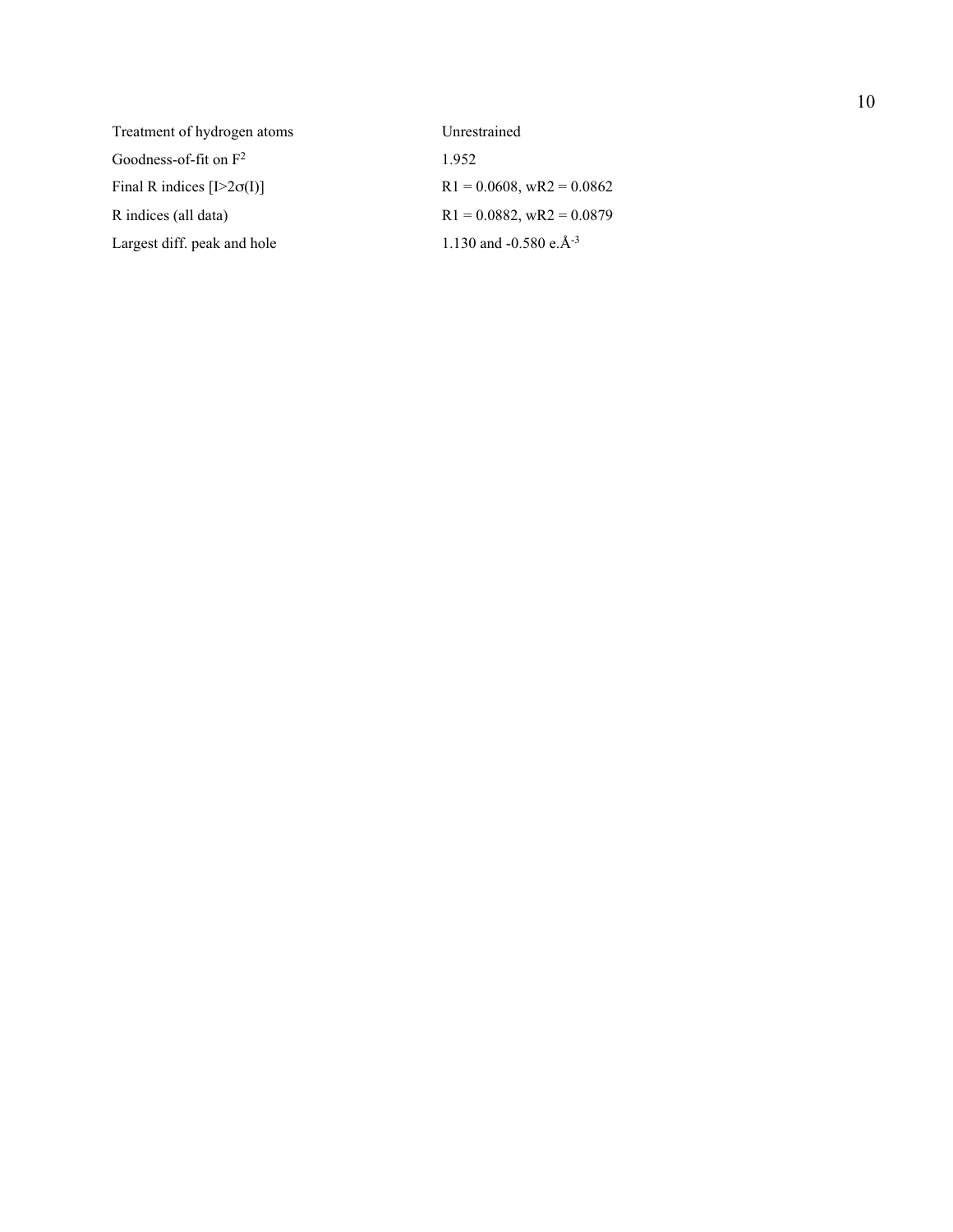| | |
|---|---|
| Treatment of hydrogen atoms | Unrestrained |
| Goodness-of-fit on $F^2$ | 1.952 |
| Final R indices [$I>2\sigma(I)$] | R1 = 0.0608, wR2 = 0.0862 |
| R indices (all data) | R1 = 0.0882, wR2 = 0.0879 |
| Largest diff. peak and hole | 1.130 and -0.580 e.$Å^{-3}$ |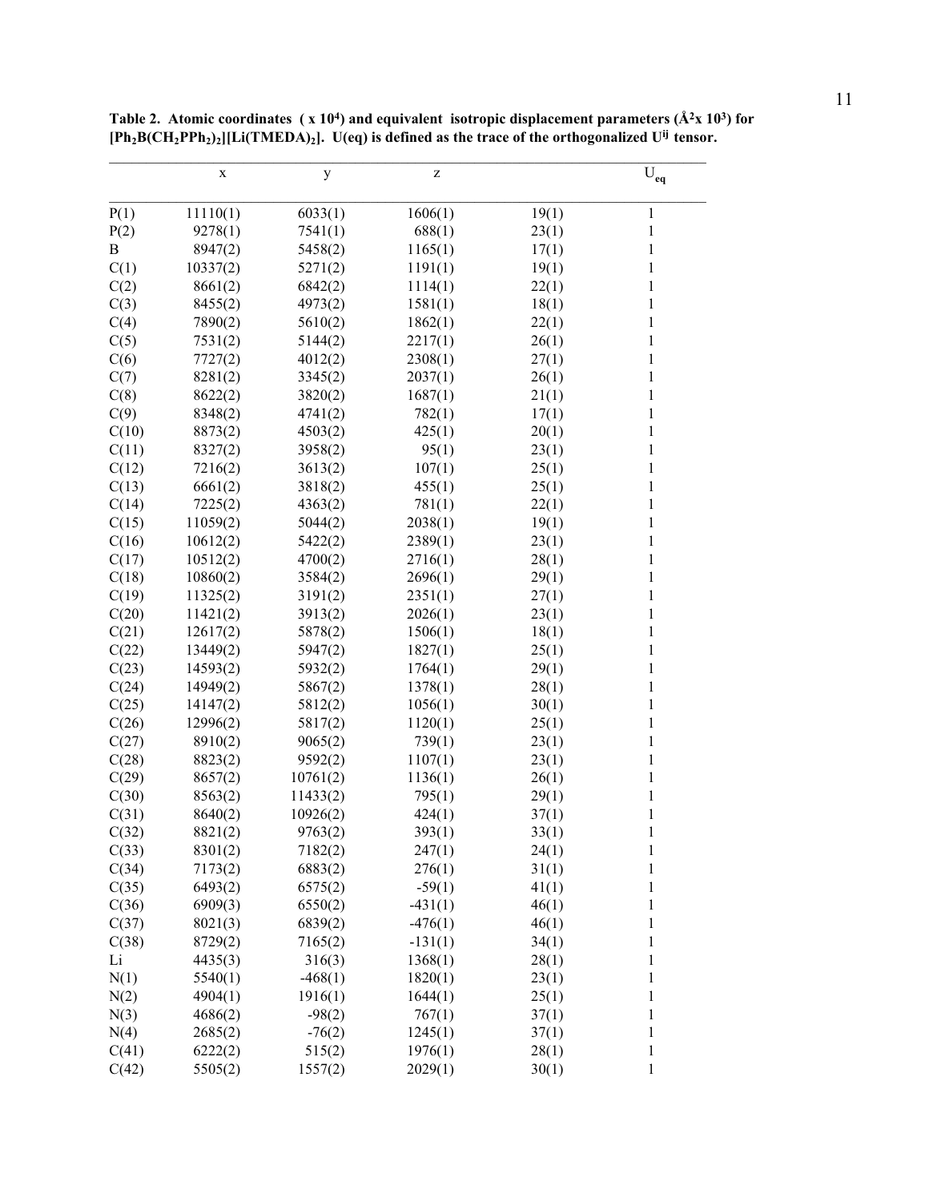**Table 2. Atomic coordinates ( x $10^4$) and equivalent isotropic displacement parameters ($Å^2$x $10^3$) for $[Ph_2B(CH_2PPh_2)_2][Li(TMEDA)_2]$. U(eq) is defined as the trace of the orthogonalized $U^{ij}$ tensor.**

| | x | y | z | | $U_{eq}$ |
|---|---|---|---|---|---|
| P(1) | 11110(1) | 6033(1) | 1606(1) | 19(1) | 1 |
| P(2) | 9278(1) | 7541(1) | 688(1) | 23(1) | 1 |
| B | 8947(2) | 5458(2) | 1165(1) | 17(1) | 1 |
| C(1) | 10337(2) | 5271(2) | 1191(1) | 19(1) | 1 |
| C(2) | 8661(2) | 6842(2) | 1114(1) | 22(1) | 1 |
| C(3) | 8455(2) | 4973(2) | 1581(1) | 18(1) | 1 |
| C(4) | 7890(2) | 5610(2) | 1862(1) | 22(1) | 1 |
| C(5) | 7531(2) | 5144(2) | 2217(1) | 26(1) | 1 |
| C(6) | 7727(2) | 4012(2) | 2308(1) | 27(1) | 1 |
| C(7) | 8281(2) | 3345(2) | 2037(1) | 26(1) | 1 |
| C(8) | 8622(2) | 3820(2) | 1687(1) | 21(1) | 1 |
| C(9) | 8348(2) | 4741(2) | 782(1) | 17(1) | 1 |
| C(10) | 8873(2) | 4503(2) | 425(1) | 20(1) | 1 |
| C(11) | 8327(2) | 3958(2) | 95(1) | 23(1) | 1 |
| C(12) | 7216(2) | 3613(2) | 107(1) | 25(1) | 1 |
| C(13) | 6661(2) | 3818(2) | 455(1) | 25(1) | 1 |
| C(14) | 7225(2) | 4363(2) | 781(1) | 22(1) | 1 |
| C(15) | 11059(2) | 5044(2) | 2038(1) | 19(1) | 1 |
| C(16) | 10612(2) | 5422(2) | 2389(1) | 23(1) | 1 |
| C(17) | 10512(2) | 4700(2) | 2716(1) | 28(1) | 1 |
| C(18) | 10860(2) | 3584(2) | 2696(1) | 29(1) | 1 |
| C(19) | 11325(2) | 3191(2) | 2351(1) | 27(1) | 1 |
| C(20) | 11421(2) | 3913(2) | 2026(1) | 23(1) | 1 |
| C(21) | 12617(2) | 5878(2) | 1506(1) | 18(1) | 1 |
| C(22) | 13449(2) | 5947(2) | 1827(1) | 25(1) | 1 |
| C(23) | 14593(2) | 5932(2) | 1764(1) | 29(1) | 1 |
| C(24) | 14949(2) | 5867(2) | 1378(1) | 28(1) | 1 |
| C(25) | 14147(2) | 5812(2) | 1056(1) | 30(1) | 1 |
| C(26) | 12996(2) | 5817(2) | 1120(1) | 25(1) | 1 |
| C(27) | 8910(2) | 9065(2) | 739(1) | 23(1) | 1 |
| C(28) | 8823(2) | 9592(2) | 1107(1) | 23(1) | 1 |
| C(29) | 8657(2) | 10761(2) | 1136(1) | 26(1) | 1 |
| C(30) | 8563(2) | 11433(2) | 795(1) | 29(1) | 1 |
| C(31) | 8640(2) | 10926(2) | 424(1) | 37(1) | 1 |
| C(32) | 8821(2) | 9763(2) | 393(1) | 33(1) | 1 |
| C(33) | 8301(2) | 7182(2) | 247(1) | 24(1) | 1 |
| C(34) | 7173(2) | 6883(2) | 276(1) | 31(1) | 1 |
| C(35) | 6493(2) | 6575(2) | -59(1) | 41(1) | 1 |
| C(36) | 6909(3) | 6550(2) | -431(1) | 46(1) | 1 |
| C(37) | 8021(3) | 6839(2) | -476(1) | 46(1) | 1 |
| C(38) | 8729(2) | 7165(2) | -131(1) | 34(1) | 1 |
| Li | 4435(3) | 316(3) | 1368(1) | 28(1) | 1 |
| N(1) | 5540(1) | -468(1) | 1820(1) | 23(1) | 1 |
| N(2) | 4904(1) | 1916(1) | 1644(1) | 25(1) | 1 |
| N(3) | 4686(2) | -98(2) | 767(1) | 37(1) | 1 |
| N(4) | 2685(2) | -76(2) | 1245(1) | 37(1) | 1 |
| C(41) | 6222(2) | 515(2) | 1976(1) | 28(1) | 1 |
| C(42) | 5505(2) | 1557(2) | 2029(1) | 30(1) | 1 |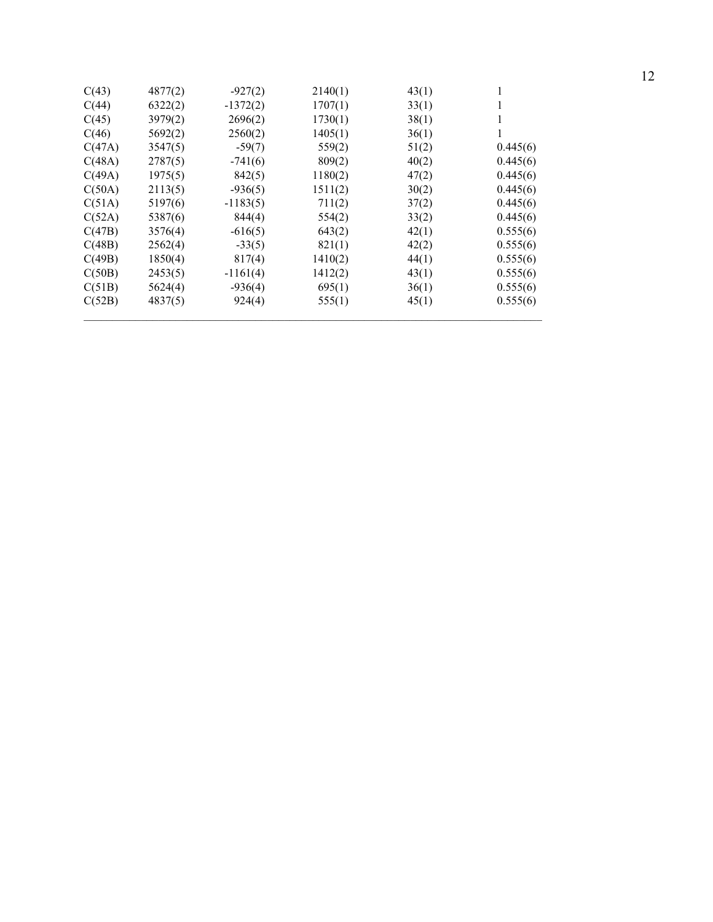| | | | | | |
|---|---|---|---|---|---|
| C(43) | 4877(2) | -927(2) | 2140(1) | 43(1) | 1 |
| C(44) | 6322(2) | -1372(2) | 1707(1) | 33(1) | 1 |
| C(45) | 3979(2) | 2696(2) | 1730(1) | 38(1) | 1 |
| C(46) | 5692(2) | 2560(2) | 1405(1) | 36(1) | 1 |
| C(47A) | 3547(5) | -59(7) | 559(2) | 51(2) | 0.445(6) |
| C(48A) | 2787(5) | -741(6) | 809(2) | 40(2) | 0.445(6) |
| C(49A) | 1975(5) | 842(5) | 1180(2) | 47(2) | 0.445(6) |
| C(50A) | 2113(5) | -936(5) | 1511(2) | 30(2) | 0.445(6) |
| C(51A) | 5197(6) | -1183(5) | 711(2) | 37(2) | 0.445(6) |
| C(52A) | 5387(6) | 844(4) | 554(2) | 33(2) | 0.445(6) |
| C(47B) | 3576(4) | -616(5) | 643(2) | 42(1) | 0.555(6) |
| C(48B) | 2562(4) | -33(5) | 821(1) | 42(2) | 0.555(6) |
| C(49B) | 1850(4) | 817(4) | 1410(2) | 44(1) | 0.555(6) |
| C(50B) | 2453(5) | -1161(4) | 1412(2) | 43(1) | 0.555(6) |
| C(51B) | 5624(4) | -936(4) | 695(1) | 36(1) | 0.555(6) |
| C(52B) | 4837(5) | 924(4) | 555(1) | 45(1) | 0.555(6) |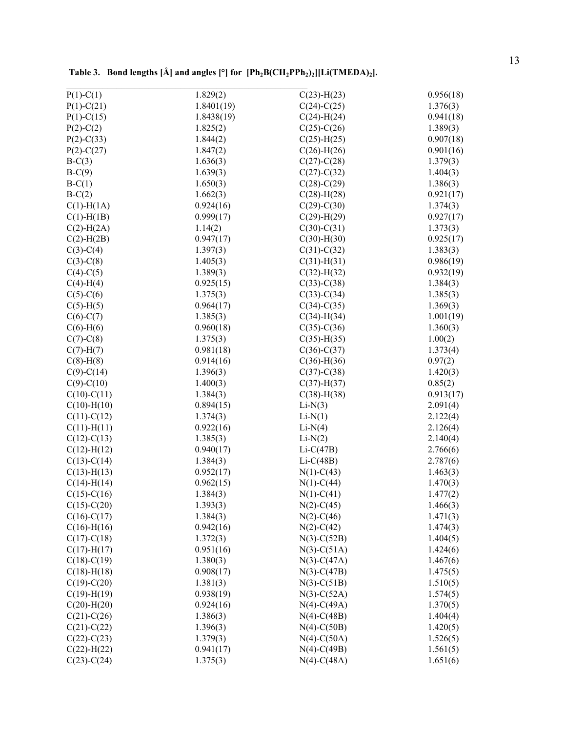**Table 3. Bond lengths [Å] and angles [°] for $[Ph_2B(CH_2PPh_2)_2][Li(TMEDA)_2]$.**

| | | | |
|---|---|---|---|
| P(1)-C(1) | 1.829(2) | C(23)-H(23) | 0.956(18) |
| P(1)-C(21) | 1.8401(19) | C(24)-C(25) | 1.376(3) |
| P(1)-C(15) | 1.8438(19) | C(24)-H(24) | 0.941(18) |
| P(2)-C(2) | 1.825(2) | C(25)-C(26) | 1.389(3) |
| P(2)-C(33) | 1.844(2) | C(25)-H(25) | 0.907(18) |
| P(2)-C(27) | 1.847(2) | C(26)-H(26) | 0.901(16) |
| B-C(3) | 1.636(3) | C(27)-C(28) | 1.379(3) |
| B-C(9) | 1.639(3) | C(27)-C(32) | 1.404(3) |
| B-C(1) | 1.650(3) | C(28)-C(29) | 1.386(3) |
| B-C(2) | 1.662(3) | C(28)-H(28) | 0.921(17) |
| C(1)-H(1A) | 0.924(16) | C(29)-C(30) | 1.374(3) |
| C(1)-H(1B) | 0.999(17) | C(29)-H(29) | 0.927(17) |
| C(2)-H(2A) | 1.14(2) | C(30)-C(31) | 1.373(3) |
| C(2)-H(2B) | 0.947(17) | C(30)-H(30) | 0.925(17) |
| C(3)-C(4) | 1.397(3) | C(31)-C(32) | 1.383(3) |
| C(3)-C(8) | 1.405(3) | C(31)-H(31) | 0.986(19) |
| C(4)-C(5) | 1.389(3) | C(32)-H(32) | 0.932(19) |
| C(4)-H(4) | 0.925(15) | C(33)-C(38) | 1.384(3) |
| C(5)-C(6) | 1.375(3) | C(33)-C(34) | 1.385(3) |
| C(5)-H(5) | 0.964(17) | C(34)-C(35) | 1.369(3) |
| C(6)-C(7) | 1.385(3) | C(34)-H(34) | 1.001(19) |
| C(6)-H(6) | 0.960(18) | C(35)-C(36) | 1.360(3) |
| C(7)-C(8) | 1.375(3) | C(35)-H(35) | 1.00(2) |
| C(7)-H(7) | 0.981(18) | C(36)-C(37) | 1.373(4) |
| C(8)-H(8) | 0.914(16) | C(36)-H(36) | 0.97(2) |
| C(9)-C(14) | 1.396(3) | C(37)-C(38) | 1.420(3) |
| C(9)-C(10) | 1.400(3) | C(37)-H(37) | 0.85(2) |
| C(10)-C(11) | 1.384(3) | C(38)-H(38) | 0.913(17) |
| C(10)-H(10) | 0.894(15) | Li-N(3) | 2.091(4) |
| C(11)-C(12) | 1.374(3) | Li-N(1) | 2.122(4) |
| C(11)-H(11) | 0.922(16) | Li-N(4) | 2.126(4) |
| C(12)-C(13) | 1.385(3) | Li-N(2) | 2.140(4) |
| C(12)-H(12) | 0.940(17) | Li-C(47B) | 2.766(6) |
| C(13)-C(14) | 1.384(3) | Li-C(48B) | 2.787(6) |
| C(13)-H(13) | 0.952(17) | N(1)-C(43) | 1.463(3) |
| C(14)-H(14) | 0.962(15) | N(1)-C(44) | 1.470(3) |
| C(15)-C(16) | 1.384(3) | N(1)-C(41) | 1.477(2) |
| C(15)-C(20) | 1.393(3) | N(2)-C(45) | 1.466(3) |
| C(16)-C(17) | 1.384(3) | N(2)-C(46) | 1.471(3) |
| C(16)-H(16) | 0.942(16) | N(2)-C(42) | 1.474(3) |
| C(17)-C(18) | 1.372(3) | N(3)-C(52B) | 1.404(5) |
| C(17)-H(17) | 0.951(16) | N(3)-C(51A) | 1.424(6) |
| C(18)-C(19) | 1.380(3) | N(3)-C(47A) | 1.467(6) |
| C(18)-H(18) | 0.908(17) | N(3)-C(47B) | 1.475(5) |
| C(19)-C(20) | 1.381(3) | N(3)-C(51B) | 1.510(5) |
| C(19)-H(19) | 0.938(19) | N(3)-C(52A) | 1.574(5) |
| C(20)-H(20) | 0.924(16) | N(4)-C(49A) | 1.370(5) |
| C(21)-C(26) | 1.386(3) | N(4)-C(48B) | 1.404(4) |
| C(21)-C(22) | 1.396(3) | N(4)-C(50B) | 1.420(5) |
| C(22)-C(23) | 1.379(3) | N(4)-C(50A) | 1.526(5) |
| C(22)-H(22) | 0.941(17) | N(4)-C(49B) | 1.561(5) |
| C(23)-C(24) | 1.375(3) | N(4)-C(48A) | 1.651(6) |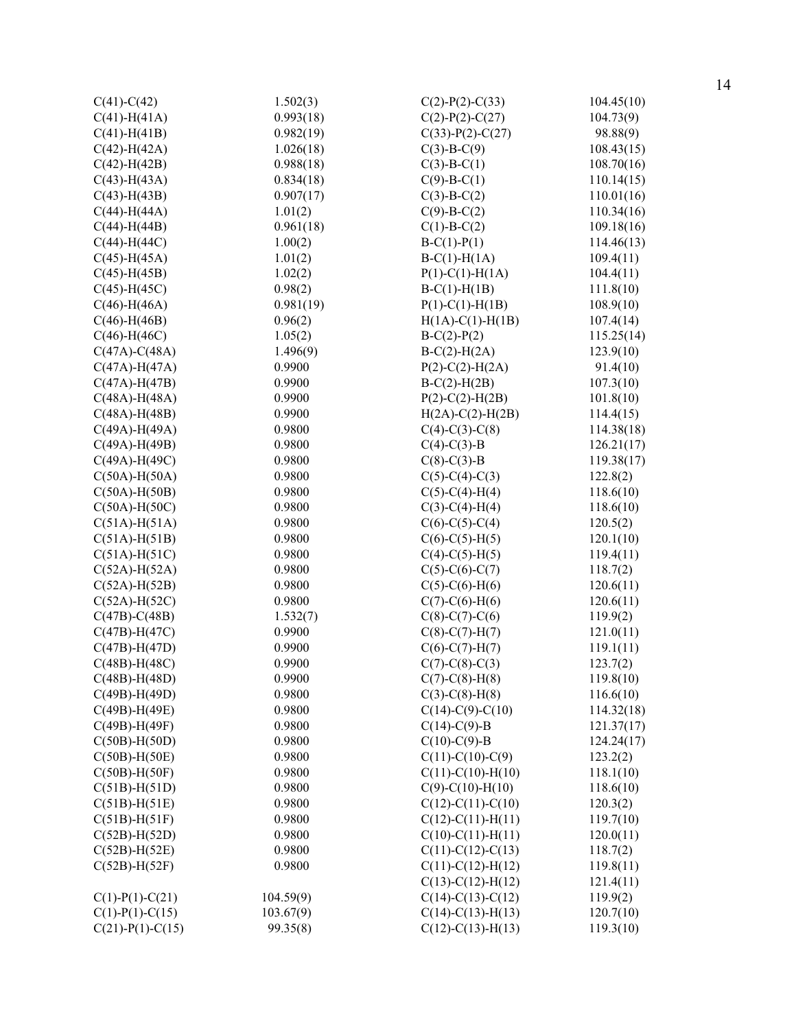| | |
|---|---|
| C(41)-C(42) | 1.502(3) |
| C(41)-H(41A) | 0.993(18) |
| C(41)-H(41B) | 0.982(19) |
| C(42)-H(42A) | 1.026(18) |
| C(42)-H(42B) | 0.988(18) |
| C(43)-H(43A) | 0.834(18) |
| C(43)-H(43B) | 0.907(17) |
| C(44)-H(44A) | 1.01(2) |
| C(44)-H(44B) | 0.961(18) |
| C(44)-H(44C) | 1.00(2) |
| C(45)-H(45A) | 1.01(2) |
| C(45)-H(45B) | 1.02(2) |
| C(45)-H(45C) | 0.98(2) |
| C(46)-H(46A) | 0.981(19) |
| C(46)-H(46B) | 0.96(2) |
| C(46)-H(46C) | 1.05(2) |
| C(47A)-C(48A) | 1.496(9) |
| C(47A)-H(47A) | 0.9900 |
| C(47A)-H(47B) | 0.9900 |
| C(48A)-H(48A) | 0.9900 |
| C(48A)-H(48B) | 0.9900 |
| C(49A)-H(49A) | 0.9800 |
| C(49A)-H(49B) | 0.9800 |
| C(49A)-H(49C) | 0.9800 |
| C(50A)-H(50A) | 0.9800 |
| C(50A)-H(50B) | 0.9800 |
| C(50A)-H(50C) | 0.9800 |
| C(51A)-H(51A) | 0.9800 |
| C(51A)-H(51B) | 0.9800 |
| C(51A)-H(51C) | 0.9800 |
| C(52A)-H(52A) | 0.9800 |
| C(52A)-H(52B) | 0.9800 |
| C(52A)-H(52C) | 0.9800 |
| C(47B)-C(48B) | 1.532(7) |
| C(47B)-H(47C) | 0.9900 |
| C(47B)-H(47D) | 0.9900 |
| C(48B)-H(48C) | 0.9900 |
| C(48B)-H(48D) | 0.9900 |
| C(49B)-H(49D) | 0.9800 |
| C(49B)-H(49E) | 0.9800 |
| C(49B)-H(49F) | 0.9800 |
| C(50B)-H(50D) | 0.9800 |
| C(50B)-H(50E) | 0.9800 |
| C(50B)-H(50F) | 0.9800 |
| C(51B)-H(51D) | 0.9800 |
| C(51B)-H(51E) | 0.9800 |
| C(51B)-H(51F) | 0.9800 |
| C(52B)-H(52D) | 0.9800 |
| C(52B)-H(52E) | 0.9800 |
| C(52B)-H(52F) | 0.9800 |
| | |
| C(1)-P(1)-C(21) | 104.59(9) |
| C(1)-P(1)-C(15) | 103.67(9) |
| C(21)-P(1)-C(15) | 99.35(8) |
| C(2)-P(2)-C(33) | 104.45(10) |
| C(2)-P(2)-C(27) | 104.73(9) |
| C(33)-P(2)-C(27) | 98.88(9) |
| C(3)-B-C(9) | 108.43(15) |
| C(3)-B-C(1) | 108.70(16) |
| C(9)-B-C(1) | 110.14(15) |
| C(3)-B-C(2) | 110.01(16) |
| C(9)-B-C(2) | 110.34(16) |
| C(1)-B-C(2) | 109.18(16) |
| B-C(1)-P(1) | 114.46(13) |
| B-C(1)-H(1A) | 109.4(11) |
| P(1)-C(1)-H(1A) | 104.4(11) |
| B-C(1)-H(1B) | 111.8(10) |
| P(1)-C(1)-H(1B) | 108.9(10) |
| H(1A)-C(1)-H(1B) | 107.4(14) |
| B-C(2)-P(2) | 115.25(14) |
| B-C(2)-H(2A) | 123.9(10) |
| P(2)-C(2)-H(2A) | 91.4(10) |
| B-C(2)-H(2B) | 107.3(10) |
| P(2)-C(2)-H(2B) | 101.8(10) |
| H(2A)-C(2)-H(2B) | 114.4(15) |
| C(4)-C(3)-C(8) | 114.38(18) |
| C(4)-C(3)-B | 126.21(17) |
| C(8)-C(3)-B | 119.38(17) |
| C(5)-C(4)-C(3) | 122.8(2) |
| C(5)-C(4)-H(4) | 118.6(10) |
| C(3)-C(4)-H(4) | 118.6(10) |
| C(6)-C(5)-C(4) | 120.5(2) |
| C(6)-C(5)-H(5) | 120.1(10) |
| C(4)-C(5)-H(5) | 119.4(11) |
| C(5)-C(6)-C(7) | 118.7(2) |
| C(5)-C(6)-H(6) | 120.6(11) |
| C(7)-C(6)-H(6) | 120.6(11) |
| C(8)-C(7)-C(6) | 119.9(2) |
| C(8)-C(7)-H(7) | 121.0(11) |
| C(6)-C(7)-H(7) | 119.1(11) |
| C(7)-C(8)-C(3) | 123.7(2) |
| C(7)-C(8)-H(8) | 119.8(10) |
| C(3)-C(8)-H(8) | 116.6(10) |
| C(14)-C(9)-C(10) | 114.32(18) |
| C(14)-C(9)-B | 121.37(17) |
| C(10)-C(9)-B | 124.24(17) |
| C(11)-C(10)-C(9) | 123.2(2) |
| C(11)-C(10)-H(10) | 118.1(10) |
| C(9)-C(10)-H(10) | 118.6(10) |
| C(12)-C(11)-C(10) | 120.3(2) |
| C(12)-C(11)-H(11) | 119.7(10) |
| C(10)-C(11)-H(11) | 120.0(11) |
| C(11)-C(12)-C(13) | 118.7(2) |
| C(11)-C(12)-H(12) | 119.8(11) |
| C(13)-C(12)-H(12) | 121.4(11) |
| C(14)-C(13)-C(12) | 119.9(2) |
| C(14)-C(13)-H(13) | 120.7(10) |
| C(12)-C(13)-H(13) | 119.3(10) |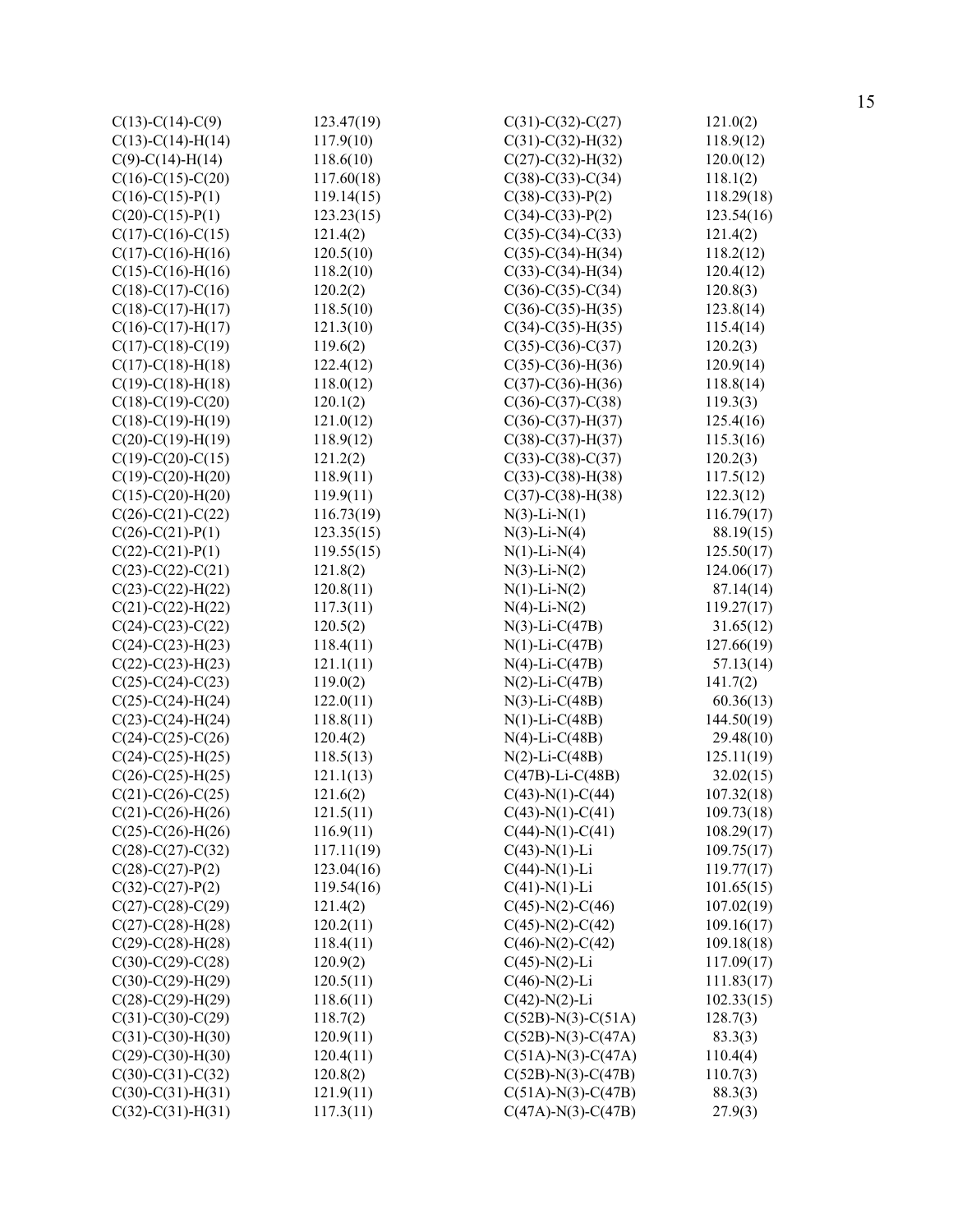| | |
|---|---|
| C(13)-C(14)-C(9) | 123.47(19) |
| C(13)-C(14)-H(14) | 117.9(10) |
| C(9)-C(14)-H(14) | 118.6(10) |
| C(16)-C(15)-C(20) | 117.60(18) |
| C(16)-C(15)-P(1) | 119.14(15) |
| C(20)-C(15)-P(1) | 123.23(15) |
| C(17)-C(16)-C(15) | 121.4(2) |
| C(17)-C(16)-H(16) | 120.5(10) |
| C(15)-C(16)-H(16) | 118.2(10) |
| C(18)-C(17)-C(16) | 120.2(2) |
| C(18)-C(17)-H(17) | 118.5(10) |
| C(16)-C(17)-H(17) | 121.3(10) |
| C(17)-C(18)-C(19) | 119.6(2) |
| C(17)-C(18)-H(18) | 122.4(12) |
| C(19)-C(18)-H(18) | 118.0(12) |
| C(18)-C(19)-C(20) | 120.1(2) |
| C(18)-C(19)-H(19) | 121.0(12) |
| C(20)-C(19)-H(19) | 118.9(12) |
| C(19)-C(20)-C(15) | 121.2(2) |
| C(19)-C(20)-H(20) | 118.9(11) |
| C(15)-C(20)-H(20) | 119.9(11) |
| C(26)-C(21)-C(22) | 116.73(19) |
| C(26)-C(21)-P(1) | 123.35(15) |
| C(22)-C(21)-P(1) | 119.55(15) |
| C(23)-C(22)-C(21) | 121.8(2) |
| C(23)-C(22)-H(22) | 120.8(11) |
| C(21)-C(22)-H(22) | 117.3(11) |
| C(24)-C(23)-C(22) | 120.5(2) |
| C(24)-C(23)-H(23) | 118.4(11) |
| C(22)-C(23)-H(23) | 121.1(11) |
| C(25)-C(24)-C(23) | 119.0(2) |
| C(25)-C(24)-H(24) | 122.0(11) |
| C(23)-C(24)-H(24) | 118.8(11) |
| C(24)-C(25)-C(26) | 120.4(2) |
| C(24)-C(25)-H(25) | 118.5(13) |
| C(26)-C(25)-H(25) | 121.1(13) |
| C(21)-C(26)-C(25) | 121.6(2) |
| C(21)-C(26)-H(26) | 121.5(11) |
| C(25)-C(26)-H(26) | 116.9(11) |
| C(28)-C(27)-C(32) | 117.11(19) |
| C(28)-C(27)-P(2) | 123.04(16) |
| C(32)-C(27)-P(2) | 119.54(16) |
| C(27)-C(28)-C(29) | 121.4(2) |
| C(27)-C(28)-H(28) | 120.2(11) |
| C(29)-C(28)-H(28) | 118.4(11) |
| C(30)-C(29)-C(28) | 120.9(2) |
| C(30)-C(29)-H(29) | 120.5(11) |
| C(28)-C(29)-H(29) | 118.6(11) |
| C(31)-C(30)-C(29) | 118.7(2) |
| C(31)-C(30)-H(30) | 120.9(11) |
| C(29)-C(30)-H(30) | 120.4(11) |
| C(30)-C(31)-C(32) | 120.8(2) |
| C(30)-C(31)-H(31) | 121.9(11) |
| C(32)-C(31)-H(31) | 117.3(11) |
| C(31)-C(32)-C(27) | 121.0(2) |
| C(31)-C(32)-H(32) | 118.9(12) |
| C(27)-C(32)-H(32) | 120.0(12) |
| C(38)-C(33)-C(34) | 118.1(2) |
| C(38)-C(33)-P(2) | 118.29(18) |
| C(34)-C(33)-P(2) | 123.54(16) |
| C(35)-C(34)-C(33) | 121.4(2) |
| C(35)-C(34)-H(34) | 118.2(12) |
| C(33)-C(34)-H(34) | 120.4(12) |
| C(36)-C(35)-C(34) | 120.8(3) |
| C(36)-C(35)-H(35) | 123.8(14) |
| C(34)-C(35)-H(35) | 115.4(14) |
| C(35)-C(36)-C(37) | 120.2(3) |
| C(35)-C(36)-H(36) | 120.9(14) |
| C(37)-C(36)-H(36) | 118.8(14) |
| C(36)-C(37)-C(38) | 119.3(3) |
| C(36)-C(37)-H(37) | 125.4(16) |
| C(38)-C(37)-H(37) | 115.3(16) |
| C(33)-C(38)-C(37) | 120.2(3) |
| C(33)-C(38)-H(38) | 117.5(12) |
| C(37)-C(38)-H(38) | 122.3(12) |
| N(3)-Li-N(1) | 116.79(17) |
| N(3)-Li-N(4) | 88.19(15) |
| N(1)-Li-N(4) | 125.50(17) |
| N(3)-Li-N(2) | 124.06(17) |
| N(1)-Li-N(2) | 87.14(14) |
| N(4)-Li-N(2) | 119.27(17) |
| N(3)-Li-C(47B) | 31.65(12) |
| N(1)-Li-C(47B) | 127.66(19) |
| N(4)-Li-C(47B) | 57.13(14) |
| N(2)-Li-C(47B) | 141.7(2) |
| N(3)-Li-C(48B) | 60.36(13) |
| N(1)-Li-C(48B) | 144.50(19) |
| N(4)-Li-C(48B) | 29.48(10) |
| N(2)-Li-C(48B) | 125.11(19) |
| C(47B)-Li-C(48B) | 32.02(15) |
| C(43)-N(1)-C(44) | 107.32(18) |
| C(43)-N(1)-C(41) | 109.73(18) |
| C(44)-N(1)-C(41) | 108.29(17) |
| C(43)-N(1)-Li | 109.75(17) |
| C(44)-N(1)-Li | 119.77(17) |
| C(41)-N(1)-Li | 101.65(15) |
| C(45)-N(2)-C(46) | 107.02(19) |
| C(45)-N(2)-C(42) | 109.16(17) |
| C(46)-N(2)-C(42) | 109.18(18) |
| C(45)-N(2)-Li | 117.09(17) |
| C(46)-N(2)-Li | 111.83(17) |
| C(42)-N(2)-Li | 102.33(15) |
| C(52B)-N(3)-C(51A) | 128.7(3) |
| C(52B)-N(3)-C(47A) | 83.3(3) |
| C(51A)-N(3)-C(47A) | 110.4(4) |
| C(52B)-N(3)-C(47B) | 110.7(3) |
| C(51A)-N(3)-C(47B) | 88.3(3) |
| C(47A)-N(3)-C(47B) | 27.9(3) |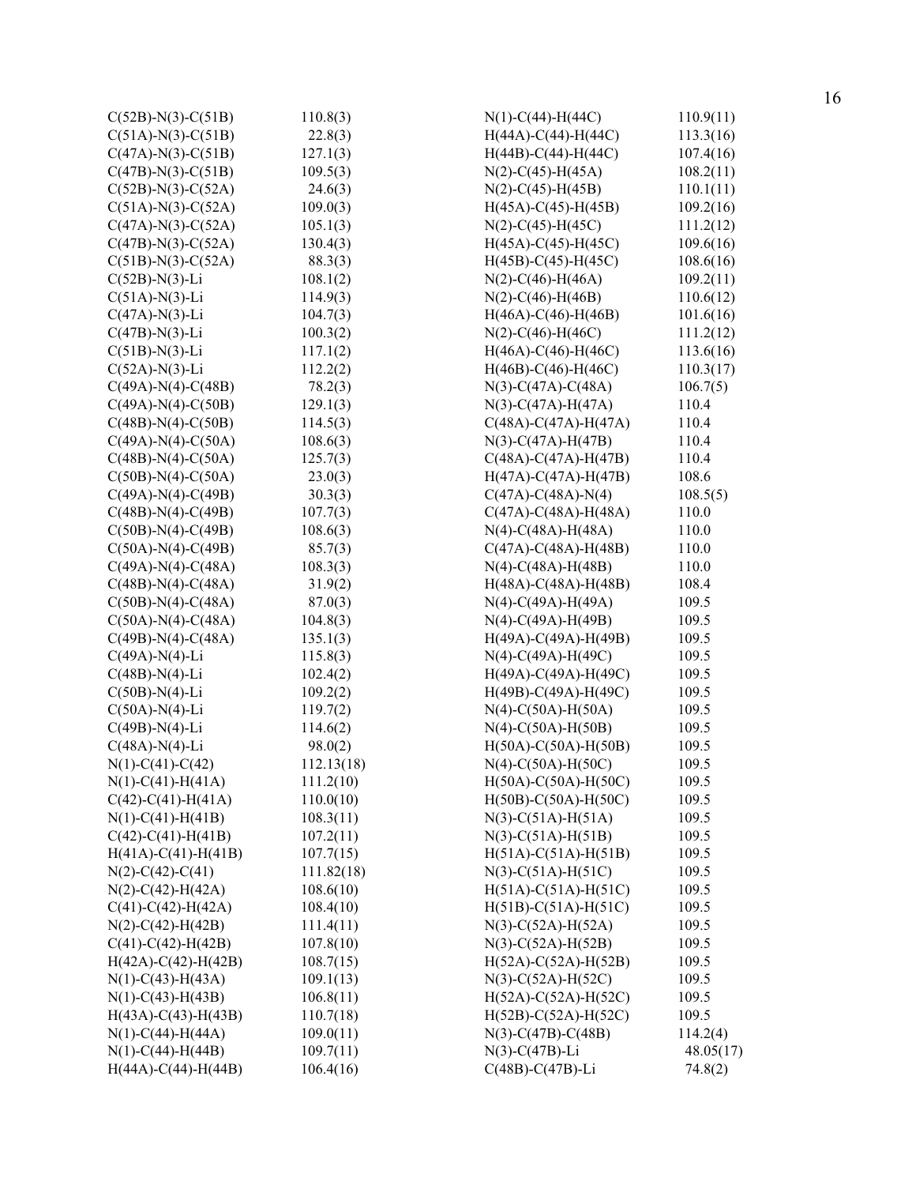| | | | |
|---|---|---|---|
| C(52B)-N(3)-C(51B) | 110.8(3) | N(1)-C(44)-H(44C) | 110.9(11) |
| C(51A)-N(3)-C(51B) | 22.8(3) | H(44A)-C(44)-H(44C) | 113.3(16) |
| C(47A)-N(3)-C(51B) | 127.1(3) | H(44B)-C(44)-H(44C) | 107.4(16) |
| C(47B)-N(3)-C(51B) | 109.5(3) | N(2)-C(45)-H(45A) | 108.2(11) |
| C(52B)-N(3)-C(52A) | 24.6(3) | N(2)-C(45)-H(45B) | 110.1(11) |
| C(51A)-N(3)-C(52A) | 109.0(3) | H(45A)-C(45)-H(45B) | 109.2(16) |
| C(47A)-N(3)-C(52A) | 105.1(3) | N(2)-C(45)-H(45C) | 111.2(12) |
| C(47B)-N(3)-C(52A) | 130.4(3) | H(45A)-C(45)-H(45C) | 109.6(16) |
| C(51B)-N(3)-C(52A) | 88.3(3) | H(45B)-C(45)-H(45C) | 108.6(16) |
| C(52B)-N(3)-Li | 108.1(2) | N(2)-C(46)-H(46A) | 109.2(11) |
| C(51A)-N(3)-Li | 114.9(3) | N(2)-C(46)-H(46B) | 110.6(12) |
| C(47A)-N(3)-Li | 104.7(3) | H(46A)-C(46)-H(46B) | 101.6(16) |
| C(47B)-N(3)-Li | 100.3(2) | N(2)-C(46)-H(46C) | 111.2(12) |
| C(51B)-N(3)-Li | 117.1(2) | H(46A)-C(46)-H(46C) | 113.6(16) |
| C(52A)-N(3)-Li | 112.2(2) | H(46B)-C(46)-H(46C) | 110.3(17) |
| C(49A)-N(4)-C(48B) | 78.2(3) | N(3)-C(47A)-C(48A) | 106.7(5) |
| C(49A)-N(4)-C(50B) | 129.1(3) | N(3)-C(47A)-H(47A) | 110.4 |
| C(48B)-N(4)-C(50B) | 114.5(3) | C(48A)-C(47A)-H(47A) | 110.4 |
| C(49A)-N(4)-C(50A) | 108.6(3) | N(3)-C(47A)-H(47B) | 110.4 |
| C(48B)-N(4)-C(50A) | 125.7(3) | C(48A)-C(47A)-H(47B) | 110.4 |
| C(50B)-N(4)-C(50A) | 23.0(3) | H(47A)-C(47A)-H(47B) | 108.6 |
| C(49A)-N(4)-C(49B) | 30.3(3) | C(47A)-C(48A)-N(4) | 108.5(5) |
| C(48B)-N(4)-C(49B) | 107.7(3) | C(47A)-C(48A)-H(48A) | 110.0 |
| C(50B)-N(4)-C(49B) | 108.6(3) | N(4)-C(48A)-H(48A) | 110.0 |
| C(50A)-N(4)-C(49B) | 85.7(3) | C(47A)-C(48A)-H(48B) | 110.0 |
| C(49A)-N(4)-C(48A) | 108.3(3) | N(4)-C(48A)-H(48B) | 110.0 |
| C(48B)-N(4)-C(48A) | 31.9(2) | H(48A)-C(48A)-H(48B) | 108.4 |
| C(50B)-N(4)-C(48A) | 87.0(3) | N(4)-C(49A)-H(49A) | 109.5 |
| C(50A)-N(4)-C(48A) | 104.8(3) | N(4)-C(49A)-H(49B) | 109.5 |
| C(49B)-N(4)-C(48A) | 135.1(3) | H(49A)-C(49A)-H(49B) | 109.5 |
| C(49A)-N(4)-Li | 115.8(3) | N(4)-C(49A)-H(49C) | 109.5 |
| C(48B)-N(4)-Li | 102.4(2) | H(49A)-C(49A)-H(49C) | 109.5 |
| C(50B)-N(4)-Li | 109.2(2) | H(49B)-C(49A)-H(49C) | 109.5 |
| C(50A)-N(4)-Li | 119.7(2) | N(4)-C(50A)-H(50A) | 109.5 |
| C(49B)-N(4)-Li | 114.6(2) | N(4)-C(50A)-H(50B) | 109.5 |
| C(48A)-N(4)-Li | 98.0(2) | H(50A)-C(50A)-H(50B) | 109.5 |
| N(1)-C(41)-C(42) | 112.13(18) | N(4)-C(50A)-H(50C) | 109.5 |
| N(1)-C(41)-H(41A) | 111.2(10) | H(50A)-C(50A)-H(50C) | 109.5 |
| C(42)-C(41)-H(41A) | 110.0(10) | H(50B)-C(50A)-H(50C) | 109.5 |
| N(1)-C(41)-H(41B) | 108.3(11) | N(3)-C(51A)-H(51A) | 109.5 |
| C(42)-C(41)-H(41B) | 107.2(11) | N(3)-C(51A)-H(51B) | 109.5 |
| H(41A)-C(41)-H(41B) | 107.7(15) | H(51A)-C(51A)-H(51B) | 109.5 |
| N(2)-C(42)-C(41) | 111.82(18) | N(3)-C(51A)-H(51C) | 109.5 |
| N(2)-C(42)-H(42A) | 108.6(10) | H(51A)-C(51A)-H(51C) | 109.5 |
| C(41)-C(42)-H(42A) | 108.4(10) | H(51B)-C(51A)-H(51C) | 109.5 |
| N(2)-C(42)-H(42B) | 111.4(11) | N(3)-C(52A)-H(52A) | 109.5 |
| C(41)-C(42)-H(42B) | 107.8(10) | N(3)-C(52A)-H(52B) | 109.5 |
| H(42A)-C(42)-H(42B) | 108.7(15) | H(52A)-C(52A)-H(52B) | 109.5 |
| N(1)-C(43)-H(43A) | 109.1(13) | N(3)-C(52A)-H(52C) | 109.5 |
| N(1)-C(43)-H(43B) | 106.8(11) | H(52A)-C(52A)-H(52C) | 109.5 |
| H(43A)-C(43)-H(43B) | 110.7(18) | H(52B)-C(52A)-H(52C) | 109.5 |
| N(1)-C(44)-H(44A) | 109.0(11) | N(3)-C(47B)-C(48B) | 114.2(4) |
| N(1)-C(44)-H(44B) | 109.7(11) | N(3)-C(47B)-Li | 48.05(17) |
| H(44A)-C(44)-H(44B) | 106.4(16) | C(48B)-C(47B)-Li | 74.8(2) |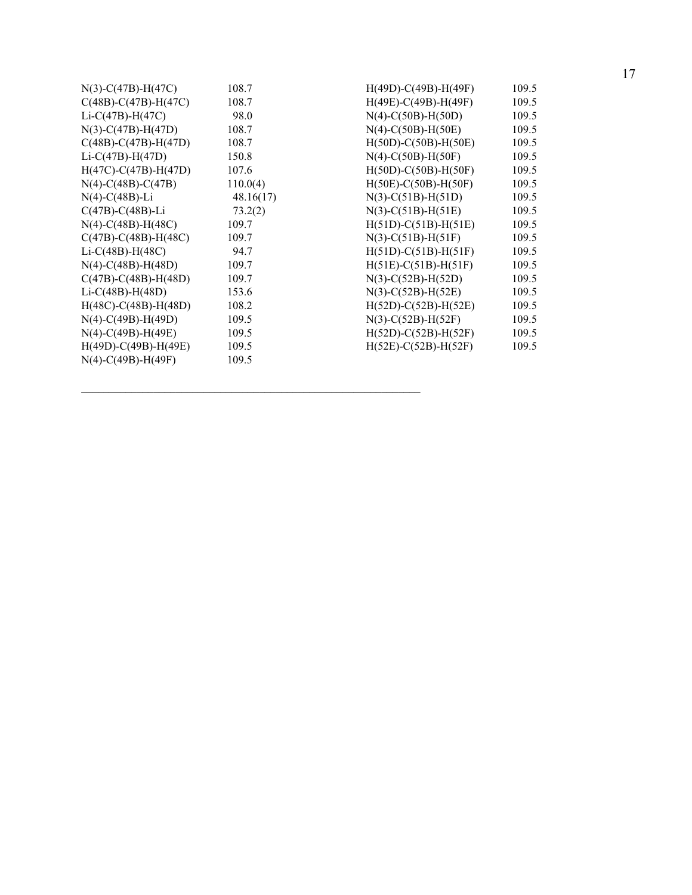| | |
|---|---|
| N(3)-C(47B)-H(47C) | 108.7 |
| C(48B)-C(47B)-H(47C) | 108.7 |
| Li-C(47B)-H(47C) | 98.0 |
| N(3)-C(47B)-H(47D) | 108.7 |
| C(48B)-C(47B)-H(47D) | 108.7 |
| Li-C(47B)-H(47D) | 150.8 |
| H(47C)-C(47B)-H(47D) | 107.6 |
| N(4)-C(48B)-C(47B) | 110.0(4) |
| N(4)-C(48B)-Li | 48.16(17) |
| C(47B)-C(48B)-Li | 73.2(2) |
| N(4)-C(48B)-H(48C) | 109.7 |
| C(47B)-C(48B)-H(48C) | 109.7 |
| Li-C(48B)-H(48C) | 94.7 |
| N(4)-C(48B)-H(48D) | 109.7 |
| C(47B)-C(48B)-H(48D) | 109.7 |
| Li-C(48B)-H(48D) | 153.6 |
| H(48C)-C(48B)-H(48D) | 108.2 |
| N(4)-C(49B)-H(49D) | 109.5 |
| N(4)-C(49B)-H(49E) | 109.5 |
| H(49D)-C(49B)-H(49E) | 109.5 |
| N(4)-C(49B)-H(49F) | 109.5 |
| H(49D)-C(49B)-H(49F) | 109.5 |
| H(49E)-C(49B)-H(49F) | 109.5 |
| N(4)-C(50B)-H(50D) | 109.5 |
| N(4)-C(50B)-H(50E) | 109.5 |
| H(50D)-C(50B)-H(50E) | 109.5 |
| N(4)-C(50B)-H(50F) | 109.5 |
| H(50D)-C(50B)-H(50F) | 109.5 |
| H(50E)-C(50B)-H(50F) | 109.5 |
| N(3)-C(51B)-H(51D) | 109.5 |
| N(3)-C(51B)-H(51E) | 109.5 |
| H(51D)-C(51B)-H(51E) | 109.5 |
| N(3)-C(51B)-H(51F) | 109.5 |
| H(51D)-C(51B)-H(51F) | 109.5 |
| H(51E)-C(51B)-H(51F) | 109.5 |
| N(3)-C(52B)-H(52D) | 109.5 |
| N(3)-C(52B)-H(52E) | 109.5 |
| H(52D)-C(52B)-H(52E) | 109.5 |
| N(3)-C(52B)-H(52F) | 109.5 |
| H(52D)-C(52B)-H(52F) | 109.5 |
| H(52E)-C(52B)-H(52F) | 109.5 |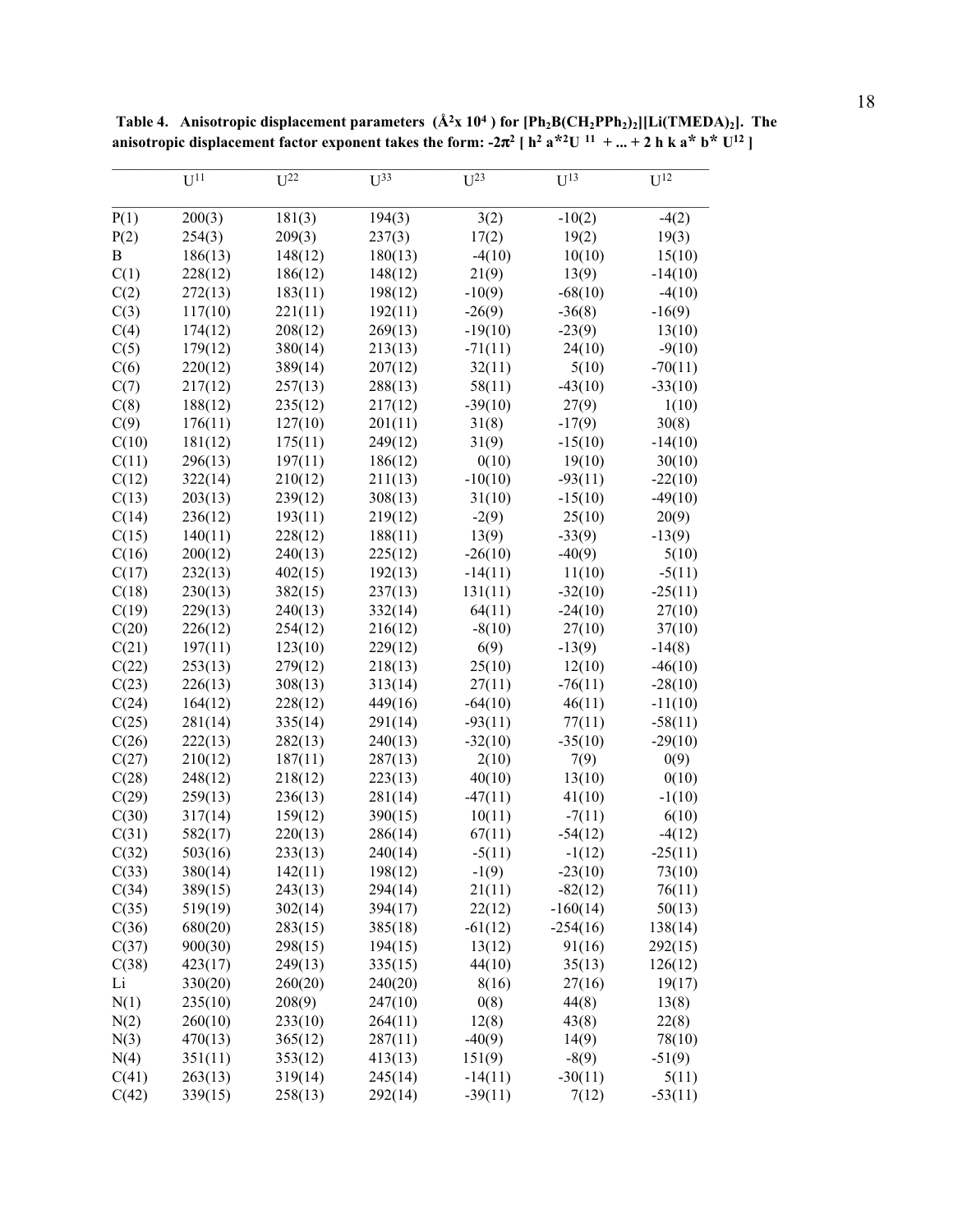**Table 4. Anisotropic displacement parameters ($Å^2 x 10^4$) for $[Ph_2B(CH_2PPh_2)_2][Li(TMEDA)_2]$. The anisotropic displacement factor exponent takes the form: $-2\pi^2 [ h^2 a^{*2}U^{11} + ... + 2 h k a^* b^* U^{12} ]$**

| | $U^{11}$ | $U^{22}$ | $U^{33}$ | $U^{23}$ | $U^{13}$ | $U^{12}$ |
|---|---|---|---|---|---|---|
| P(1) | 200(3) | 181(3) | 194(3) | 3(2) | -10(2) | -4(2) |
| P(2) | 254(3) | 209(3) | 237(3) | 17(2) | 19(2) | 19(3) |
| B | 186(13) | 148(12) | 180(13) | -4(10) | 10(10) | 15(10) |
| C(1) | 228(12) | 186(12) | 148(12) | 21(9) | 13(9) | -14(10) |
| C(2) | 272(13) | 183(11) | 198(12) | -10(9) | -68(10) | -4(10) |
| C(3) | 117(10) | 221(11) | 192(11) | -26(9) | -36(8) | -16(9) |
| C(4) | 174(12) | 208(12) | 269(13) | -19(10) | -23(9) | 13(10) |
| C(5) | 179(12) | 380(14) | 213(13) | -71(11) | 24(10) | -9(10) |
| C(6) | 220(12) | 389(14) | 207(12) | 32(11) | 5(10) | -70(11) |
| C(7) | 217(12) | 257(13) | 288(13) | 58(11) | -43(10) | -33(10) |
| C(8) | 188(12) | 235(12) | 217(12) | -39(10) | 27(9) | 1(10) |
| C(9) | 176(11) | 127(10) | 201(11) | 31(8) | -17(9) | 30(8) |
| C(10) | 181(12) | 175(11) | 249(12) | 31(9) | -15(10) | -14(10) |
| C(11) | 296(13) | 197(11) | 186(12) | 0(10) | 19(10) | 30(10) |
| C(12) | 322(14) | 210(12) | 211(13) | -10(10) | -93(11) | -22(10) |
| C(13) | 203(13) | 239(12) | 308(13) | 31(10) | -15(10) | -49(10) |
| C(14) | 236(12) | 193(11) | 219(12) | -2(9) | 25(10) | 20(9) |
| C(15) | 140(11) | 228(12) | 188(11) | 13(9) | -33(9) | -13(9) |
| C(16) | 200(12) | 240(13) | 225(12) | -26(10) | -40(9) | 5(10) |
| C(17) | 232(13) | 402(15) | 192(13) | -14(11) | 11(10) | -5(11) |
| C(18) | 230(13) | 382(15) | 237(13) | 131(11) | -32(10) | -25(11) |
| C(19) | 229(13) | 240(13) | 332(14) | 64(11) | -24(10) | 27(10) |
| C(20) | 226(12) | 254(12) | 216(12) | -8(10) | 27(10) | 37(10) |
| C(21) | 197(11) | 123(10) | 229(12) | 6(9) | -13(9) | -14(8) |
| C(22) | 253(13) | 279(12) | 218(13) | 25(10) | 12(10) | -46(10) |
| C(23) | 226(13) | 308(13) | 313(14) | 27(11) | -76(11) | -28(10) |
| C(24) | 164(12) | 228(12) | 449(16) | -64(10) | 46(11) | -11(10) |
| C(25) | 281(14) | 335(14) | 291(14) | -93(11) | 77(11) | -58(11) |
| C(26) | 222(13) | 282(13) | 240(13) | -32(10) | -35(10) | -29(10) |
| C(27) | 210(12) | 187(11) | 287(13) | 2(10) | 7(9) | 0(9) |
| C(28) | 248(12) | 218(12) | 223(13) | 40(10) | 13(10) | 0(10) |
| C(29) | 259(13) | 236(13) | 281(14) | -47(11) | 41(10) | -1(10) |
| C(30) | 317(14) | 159(12) | 390(15) | 10(11) | -7(11) | 6(10) |
| C(31) | 582(17) | 220(13) | 286(14) | 67(11) | -54(12) | -4(12) |
| C(32) | 503(16) | 233(13) | 240(14) | -5(11) | -1(12) | -25(11) |
| C(33) | 380(14) | 142(11) | 198(12) | -1(9) | -23(10) | 73(10) |
| C(34) | 389(15) | 243(13) | 294(14) | 21(11) | -82(12) | 76(11) |
| C(35) | 519(19) | 302(14) | 394(17) | 22(12) | -160(14) | 50(13) |
| C(36) | 680(20) | 283(15) | 385(18) | -61(12) | -254(16) | 138(14) |
| C(37) | 900(30) | 298(15) | 194(15) | 13(12) | 91(16) | 292(15) |
| C(38) | 423(17) | 249(13) | 335(15) | 44(10) | 35(13) | 126(12) |
| Li | 330(20) | 260(20) | 240(20) | 8(16) | 27(16) | 19(17) |
| N(1) | 235(10) | 208(9) | 247(10) | 0(8) | 44(8) | 13(8) |
| N(2) | 260(10) | 233(10) | 264(11) | 12(8) | 43(8) | 22(8) |
| N(3) | 470(13) | 365(12) | 287(11) | -40(9) | 14(9) | 78(10) |
| N(4) | 351(11) | 353(12) | 413(13) | 151(9) | -8(9) | -51(9) |
| C(41) | 263(13) | 319(14) | 245(14) | -14(11) | -30(11) | 5(11) |
| C(42) | 339(15) | 258(13) | 292(14) | -39(11) | 7(12) | -53(11) |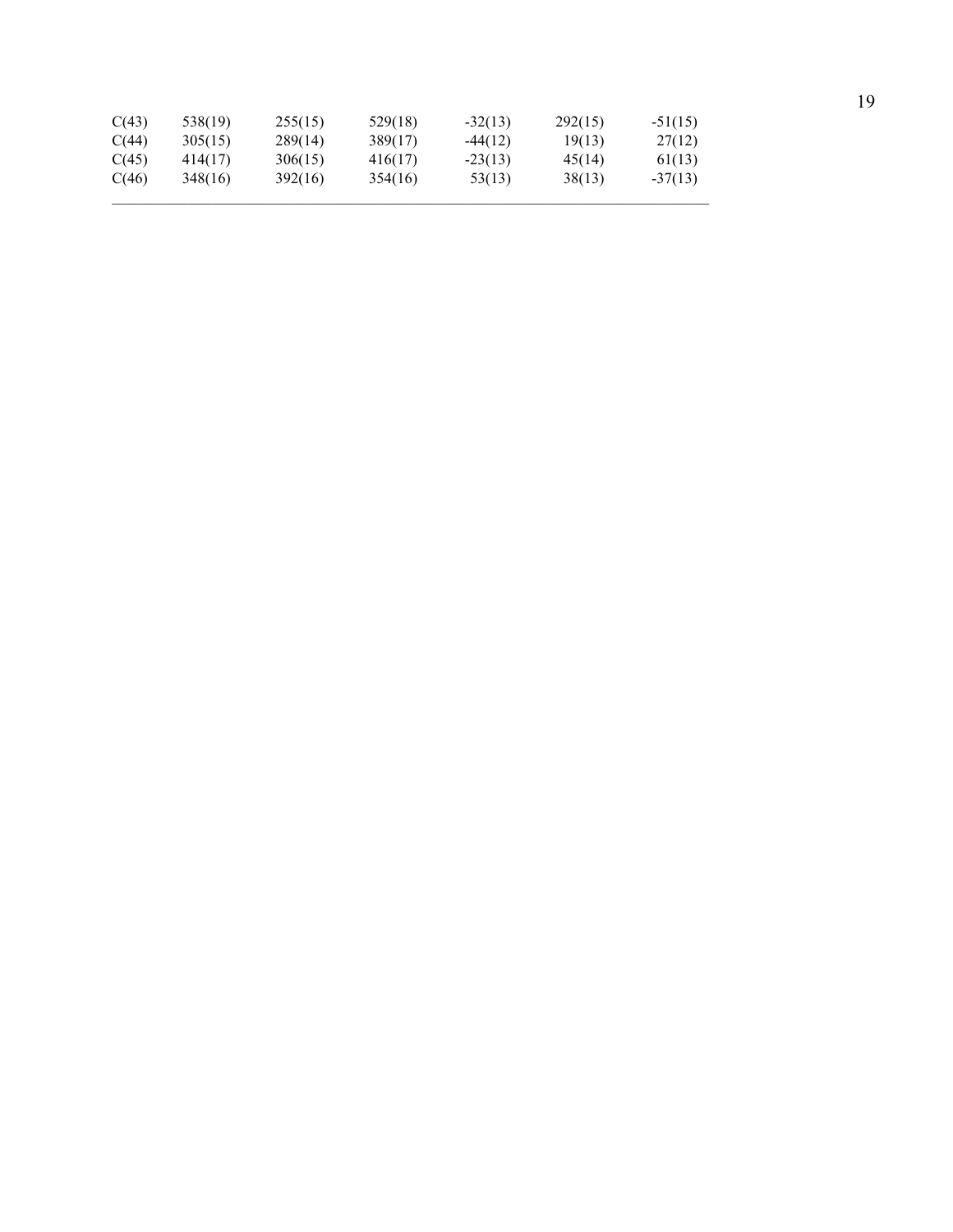| | | | | | | |
|---|---|---|---|---|---|---|
| C(43) | 538(19) | 255(15) | 529(18) | -32(13) | 292(15) | -51(15) |
| C(44) | 305(15) | 289(14) | 389(17) | -44(12) | 19(13) | 27(12) |
| C(45) | 414(17) | 306(15) | 416(17) | -23(13) | 45(14) | 61(13) |
| C(46) | 348(16) | 392(16) | 354(16) | 53(13) | 38(13) | -37(13) |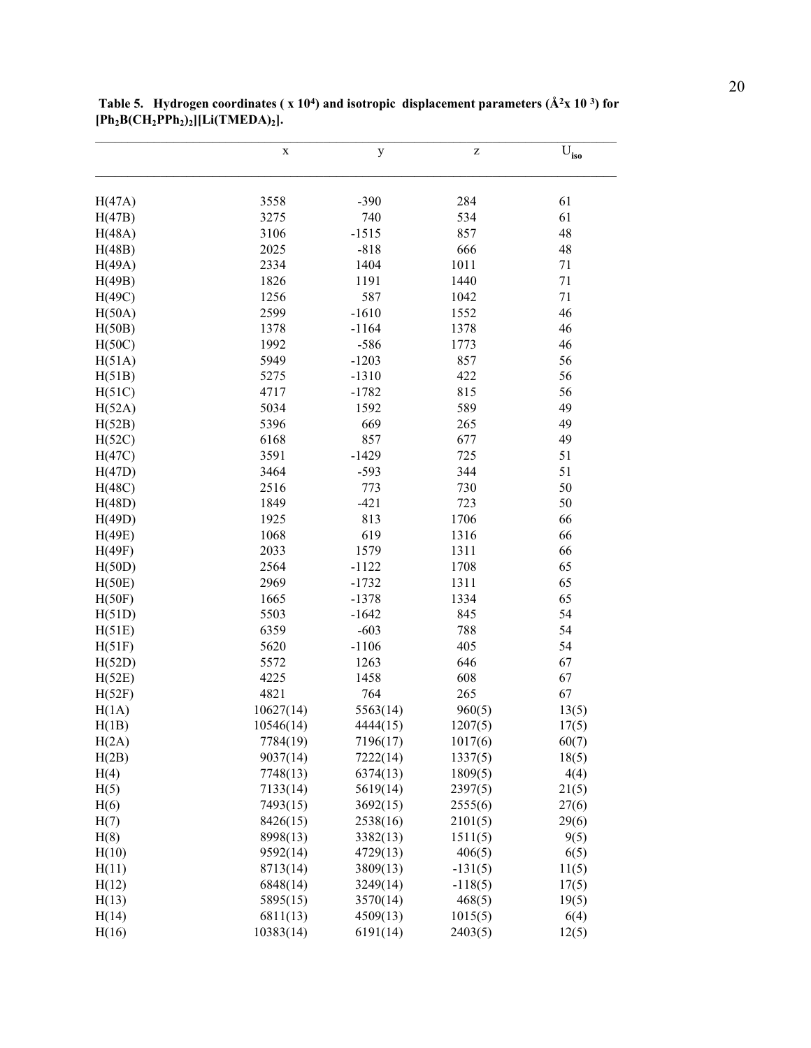**Table 5. Hydrogen coordinates ( x $10^4$) and isotropic displacement parameters ($Å^2$x $10^3$) for $[Ph_2B(CH_2PPh_2)_2][Li(TMEDA)_2]$.**

| | x | y | z | $U_{iso}$ |
|---|---|---|---|---|
| H(47A) | 3558 | -390 | 284 | 61 |
| H(47B) | 3275 | 740 | 534 | 61 |
| H(48A) | 3106 | -1515 | 857 | 48 |
| H(48B) | 2025 | -818 | 666 | 48 |
| H(49A) | 2334 | 1404 | 1011 | 71 |
| H(49B) | 1826 | 1191 | 1440 | 71 |
| H(49C) | 1256 | 587 | 1042 | 71 |
| H(50A) | 2599 | -1610 | 1552 | 46 |
| H(50B) | 1378 | -1164 | 1378 | 46 |
| H(50C) | 1992 | -586 | 1773 | 46 |
| H(51A) | 5949 | -1203 | 857 | 56 |
| H(51B) | 5275 | -1310 | 422 | 56 |
| H(51C) | 4717 | -1782 | 815 | 56 |
| H(52A) | 5034 | 1592 | 589 | 49 |
| H(52B) | 5396 | 669 | 265 | 49 |
| H(52C) | 6168 | 857 | 677 | 49 |
| H(47C) | 3591 | -1429 | 725 | 51 |
| H(47D) | 3464 | -593 | 344 | 51 |
| H(48C) | 2516 | 773 | 730 | 50 |
| H(48D) | 1849 | -421 | 723 | 50 |
| H(49D) | 1925 | 813 | 1706 | 66 |
| H(49E) | 1068 | 619 | 1316 | 66 |
| H(49F) | 2033 | 1579 | 1311 | 66 |
| H(50D) | 2564 | -1122 | 1708 | 65 |
| H(50E) | 2969 | -1732 | 1311 | 65 |
| H(50F) | 1665 | -1378 | 1334 | 65 |
| H(51D) | 5503 | -1642 | 845 | 54 |
| H(51E) | 6359 | -603 | 788 | 54 |
| H(51F) | 5620 | -1106 | 405 | 54 |
| H(52D) | 5572 | 1263 | 646 | 67 |
| H(52E) | 4225 | 1458 | 608 | 67 |
| H(52F) | 4821 | 764 | 265 | 67 |
| H(1A) | 10627(14) | 5563(14) | 960(5) | 13(5) |
| H(1B) | 10546(14) | 4444(15) | 1207(5) | 17(5) |
| H(2A) | 7784(19) | 7196(17) | 1017(6) | 60(7) |
| H(2B) | 9037(14) | 7222(14) | 1337(5) | 18(5) |
| H(4) | 7748(13) | 6374(13) | 1809(5) | 4(4) |
| H(5) | 7133(14) | 5619(14) | 2397(5) | 21(5) |
| H(6) | 7493(15) | 3692(15) | 2555(6) | 27(6) |
| H(7) | 8426(15) | 2538(16) | 2101(5) | 29(6) |
| H(8) | 8998(13) | 3382(13) | 1511(5) | 9(5) |
| H(10) | 9592(14) | 4729(13) | 406(5) | 6(5) |
| H(11) | 8713(14) | 3809(13) | -131(5) | 11(5) |
| H(12) | 6848(14) | 3249(14) | -118(5) | 17(5) |
| H(13) | 5895(15) | 3570(14) | 468(5) | 19(5) |
| H(14) | 6811(13) | 4509(13) | 1015(5) | 6(4) |
| H(16) | 10383(14) | 6191(14) | 2403(5) | 12(5) |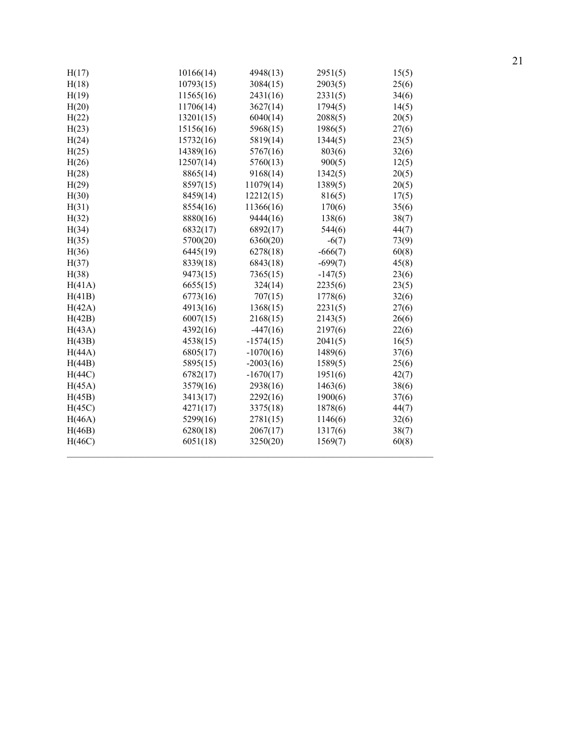| | | | | |
|---|---|---|---|---|
| H(17) | 10166(14) | 4948(13) | 2951(5) | 15(5) |
| H(18) | 10793(15) | 3084(15) | 2903(5) | 25(6) |
| H(19) | 11565(16) | 2431(16) | 2331(5) | 34(6) |
| H(20) | 11706(14) | 3627(14) | 1794(5) | 14(5) |
| H(22) | 13201(15) | 6040(14) | 2088(5) | 20(5) |
| H(23) | 15156(16) | 5968(15) | 1986(5) | 27(6) |
| H(24) | 15732(16) | 5819(14) | 1344(5) | 23(5) |
| H(25) | 14389(16) | 5767(16) | 803(6) | 32(6) |
| H(26) | 12507(14) | 5760(13) | 900(5) | 12(5) |
| H(28) | 8865(14) | 9168(14) | 1342(5) | 20(5) |
| H(29) | 8597(15) | 11079(14) | 1389(5) | 20(5) |
| H(30) | 8459(14) | 12212(15) | 816(5) | 17(5) |
| H(31) | 8554(16) | 11366(16) | 170(6) | 35(6) |
| H(32) | 8880(16) | 9444(16) | 138(6) | 38(7) |
| H(34) | 6832(17) | 6892(17) | 544(6) | 44(7) |
| H(35) | 5700(20) | 6360(20) | -6(7) | 73(9) |
| H(36) | 6445(19) | 6278(18) | -666(7) | 60(8) |
| H(37) | 8339(18) | 6843(18) | -699(7) | 45(8) |
| H(38) | 9473(15) | 7365(15) | -147(5) | 23(6) |
| H(41A) | 6655(15) | 324(14) | 2235(6) | 23(5) |
| H(41B) | 6773(16) | 707(15) | 1778(6) | 32(6) |
| H(42A) | 4913(16) | 1368(15) | 2231(5) | 27(6) |
| H(42B) | 6007(15) | 2168(15) | 2143(5) | 26(6) |
| H(43A) | 4392(16) | -447(16) | 2197(6) | 22(6) |
| H(43B) | 4538(15) | -1574(15) | 2041(5) | 16(5) |
| H(44A) | 6805(17) | -1070(16) | 1489(6) | 37(6) |
| H(44B) | 5895(15) | -2003(16) | 1589(5) | 25(6) |
| H(44C) | 6782(17) | -1670(17) | 1951(6) | 42(7) |
| H(45A) | 3579(16) | 2938(16) | 1463(6) | 38(6) |
| H(45B) | 3413(17) | 2292(16) | 1900(6) | 37(6) |
| H(45C) | 4271(17) | 3375(18) | 1878(6) | 44(7) |
| H(46A) | 5299(16) | 2781(15) | 1146(6) | 32(6) |
| H(46B) | 6280(18) | 2067(17) | 1317(6) | 38(7) |
| H(46C) | 6051(18) | 3250(20) | 1569(7) | 60(8) |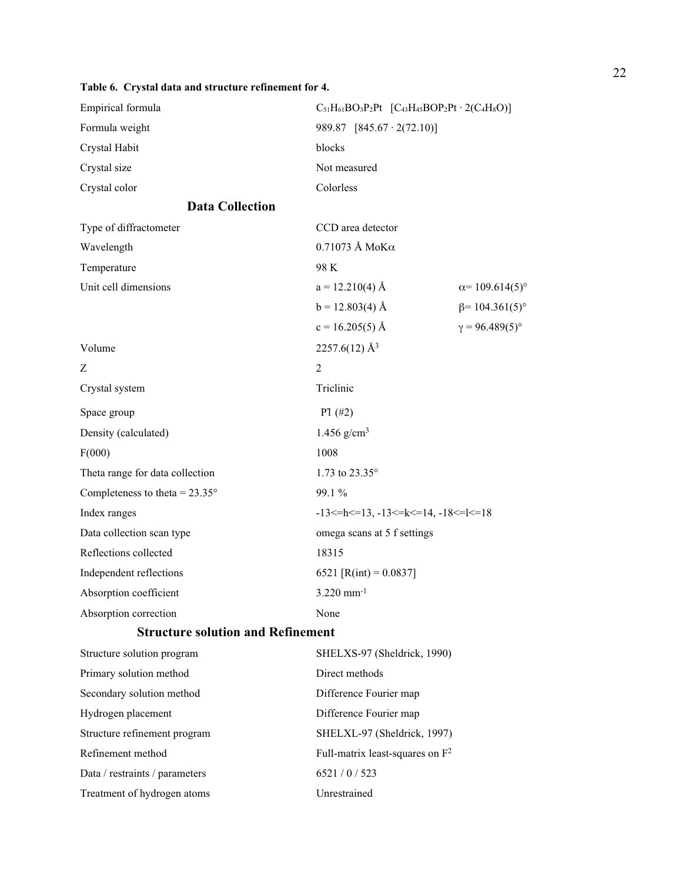**Table 6. Crystal data and structure refinement for 4.**

| | | |
|---|---|---|
| Empirical formula | $C_{51}H_{61}BO_3P_2Pt$ [$C_{43}H_{45}BOP_2Pt \cdot 2(C_4H_8O)$] | |
| Formula weight | 989.87 [845.67 · 2(72.10)] | |
| Crystal Habit | blocks | |
| Crystal size | Not measured | |
| Crystal color | Colorless | |

### Data Collection

| | | |
|---|---|---|
| Type of diffractometer | CCD area detector | |
| Wavelength | 0.71073 Å MoKα | |
| Temperature | 98 K | |
| Unit cell dimensions | a = 12.210(4) Å | α= 109.614(5)° |
| | b = 12.803(4) Å | β= 104.361(5)° |
| | c = 16.205(5) Å | γ = 96.489(5)° |
| Volume | 2257.6(12) Å$^3$ | |
| Z | 2 | |
| Crystal system | Triclinic | |
| Space group | P$\bar{1}$ (#2) | |
| Density (calculated) | 1.456 g/cm$^3$ | |
| F(000) | 1008 | |
| Theta range for data collection | 1.73 to 23.35° | |
| Completeness to theta = 23.35° | 99.1 % | |
| Index ranges | -13<=h<=13, -13<=k<=14, -18<=l<=18 | |
| Data collection scan type | omega scans at 5 f settings | |
| Reflections collected | 18315 | |
| Independent reflections | 6521 [R(int) = 0.0837] | |
| Absorption coefficient | 3.220 mm$^{-1}$ | |
| Absorption correction | None | |

### Structure solution and Refinement

| | |
|---|---|
| Structure solution program | SHELXS-97 (Sheldrick, 1990) |
| Primary solution method | Direct methods |
| Secondary solution method | Difference Fourier map |
| Hydrogen placement | Difference Fourier map |
| Structure refinement program | SHELXL-97 (Sheldrick, 1997) |
| Refinement method | Full-matrix least-squares on F$^2$ |
| Data / restraints / parameters | 6521 / 0 / 523 |
| Treatment of hydrogen atoms | Unrestrained |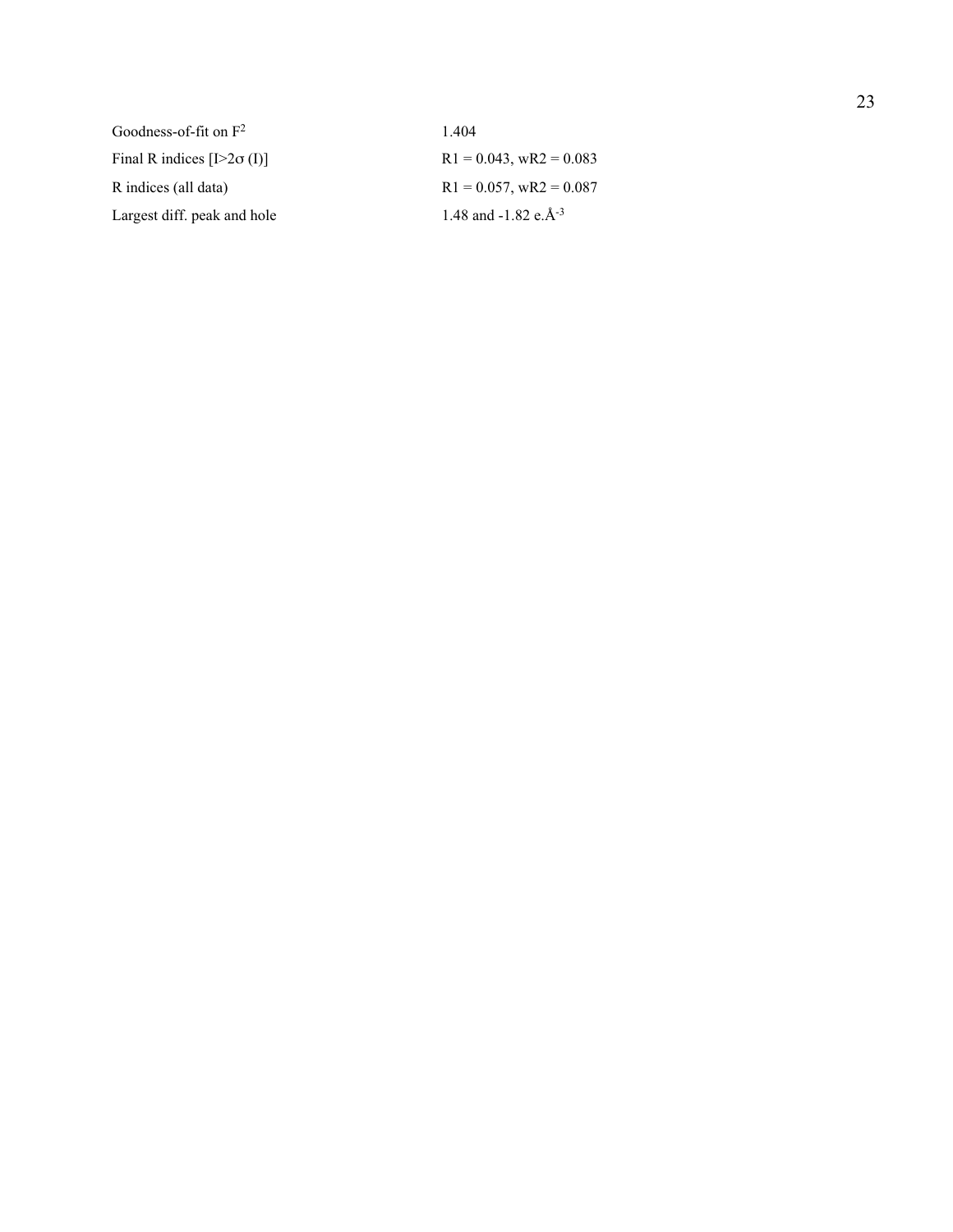| | |
|---|---|
| Goodness-of-fit on $F^2$ | 1.404 |
| Final R indices [$I>2\sigma(I)$] | R1 = 0.043, wR2 = 0.083 |
| R indices (all data) | R1 = 0.057, wR2 = 0.087 |
| Largest diff. peak and hole | 1.48 and -1.82 e.$Å^{-3}$ |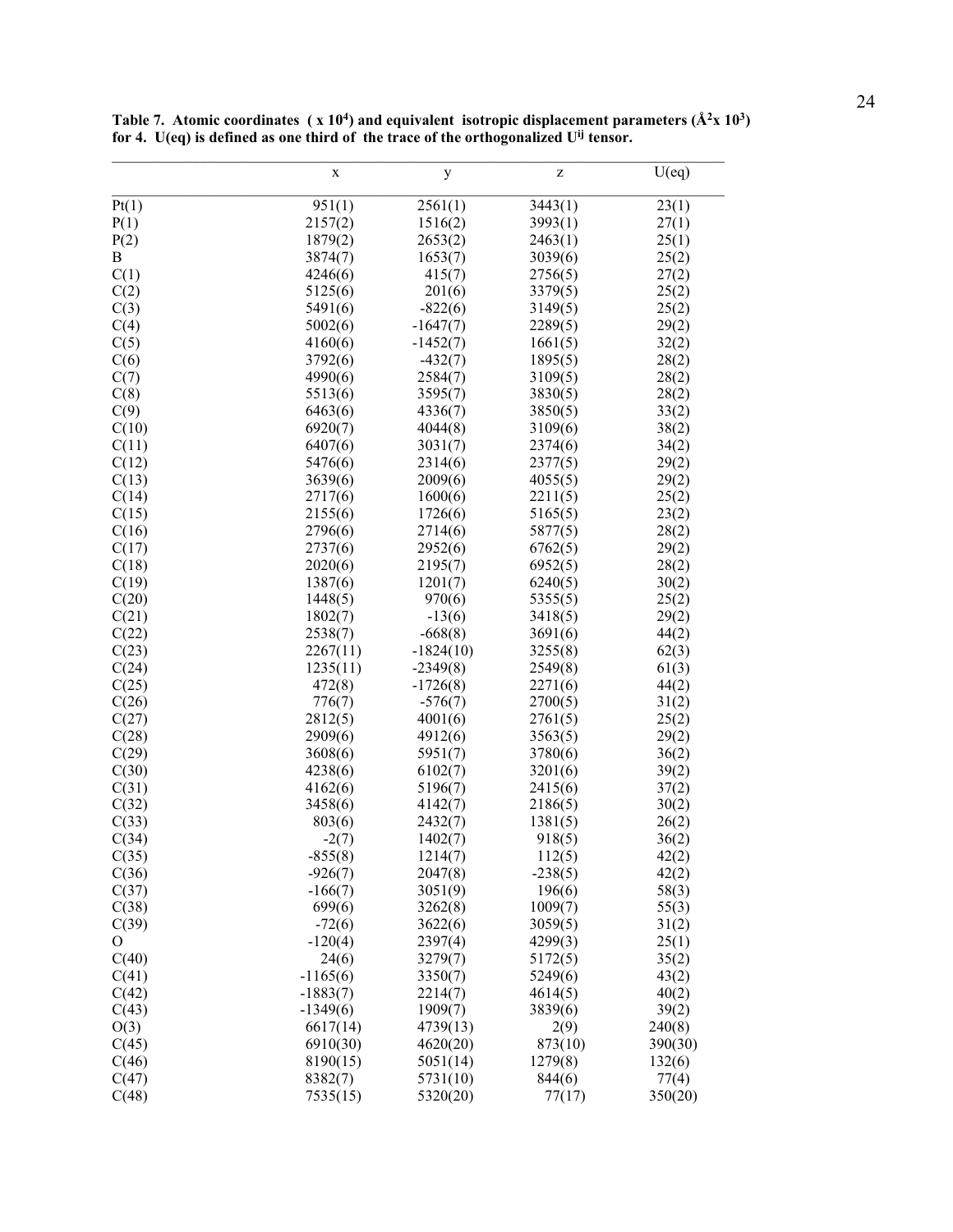**Table 7. Atomic coordinates ( x $10^4$) and equivalent isotropic displacement parameters ($Å^2$x $10^3$) for 4. U(eq) is defined as one third of the trace of the orthogonalized $U^{ij}$ tensor.**

| | x | y | z | U(eq) |
|---|---|---|---|---|
| Pt(1) | 951(1) | 2561(1) | 3443(1) | 23(1) |
| P(1) | 2157(2) | 1516(2) | 3993(1) | 27(1) |
| P(2) | 1879(2) | 2653(2) | 2463(1) | 25(1) |
| B | 3874(7) | 1653(7) | 3039(6) | 25(2) |
| C(1) | 4246(6) | 415(7) | 2756(5) | 27(2) |
| C(2) | 5125(6) | 201(6) | 3379(5) | 25(2) |
| C(3) | 5491(6) | -822(6) | 3149(5) | 25(2) |
| C(4) | 5002(6) | -1647(7) | 2289(5) | 29(2) |
| C(5) | 4160(6) | -1452(7) | 1661(5) | 32(2) |
| C(6) | 3792(6) | -432(7) | 1895(5) | 28(2) |
| C(7) | 4990(6) | 2584(7) | 3109(5) | 28(2) |
| C(8) | 5513(6) | 3595(7) | 3830(5) | 28(2) |
| C(9) | 6463(6) | 4336(7) | 3850(5) | 33(2) |
| C(10) | 6920(7) | 4044(8) | 3109(6) | 38(2) |
| C(11) | 6407(6) | 3031(7) | 2374(6) | 34(2) |
| C(12) | 5476(6) | 2314(6) | 2377(5) | 29(2) |
| C(13) | 3639(6) | 2009(6) | 4055(5) | 29(2) |
| C(14) | 2717(6) | 1600(6) | 2211(5) | 25(2) |
| C(15) | 2155(6) | 1726(6) | 5165(5) | 23(2) |
| C(16) | 2796(6) | 2714(6) | 5877(5) | 28(2) |
| C(17) | 2737(6) | 2952(6) | 6762(5) | 29(2) |
| C(18) | 2020(6) | 2195(7) | 6952(5) | 28(2) |
| C(19) | 1387(6) | 1201(7) | 6240(5) | 30(2) |
| C(20) | 1448(5) | 970(6) | 5355(5) | 25(2) |
| C(21) | 1802(7) | -13(6) | 3418(5) | 29(2) |
| C(22) | 2538(7) | -668(8) | 3691(6) | 44(2) |
| C(23) | 2267(11) | -1824(10) | 3255(8) | 62(3) |
| C(24) | 1235(11) | -2349(8) | 2549(8) | 61(3) |
| C(25) | 472(8) | -1726(8) | 2271(6) | 44(2) |
| C(26) | 776(7) | -576(7) | 2700(5) | 31(2) |
| C(27) | 2812(5) | 4001(6) | 2761(5) | 25(2) |
| C(28) | 2909(6) | 4912(6) | 3563(5) | 29(2) |
| C(29) | 3608(6) | 5951(7) | 3780(6) | 36(2) |
| C(30) | 4238(6) | 6102(7) | 3201(6) | 39(2) |
| C(31) | 4162(6) | 5196(7) | 2415(6) | 37(2) |
| C(32) | 3458(6) | 4142(7) | 2186(5) | 30(2) |
| C(33) | 803(6) | 2432(7) | 1381(5) | 26(2) |
| C(34) | -2(7) | 1402(7) | 918(5) | 36(2) |
| C(35) | -855(8) | 1214(7) | 112(5) | 42(2) |
| C(36) | -926(7) | 2047(8) | -238(5) | 42(2) |
| C(37) | -166(7) | 3051(9) | 196(6) | 58(3) |
| C(38) | 699(6) | 3262(8) | 1009(7) | 55(3) |
| C(39) | -72(6) | 3622(6) | 3059(5) | 31(2) |
| O | -120(4) | 2397(4) | 4299(3) | 25(1) |
| C(40) | 24(6) | 3279(7) | 5172(5) | 35(2) |
| C(41) | -1165(6) | 3350(7) | 5249(6) | 43(2) |
| C(42) | -1883(7) | 2214(7) | 4614(5) | 40(2) |
| C(43) | -1349(6) | 1909(7) | 3839(6) | 39(2) |
| O(3) | 6617(14) | 4739(13) | 2(9) | 240(8) |
| C(45) | 6910(30) | 4620(20) | 873(10) | 390(30) |
| C(46) | 8190(15) | 5051(14) | 1279(8) | 132(6) |
| C(47) | 8382(7) | 5731(10) | 844(6) | 77(4) |
| C(48) | 7535(15) | 5320(20) | 77(17) | 350(20) |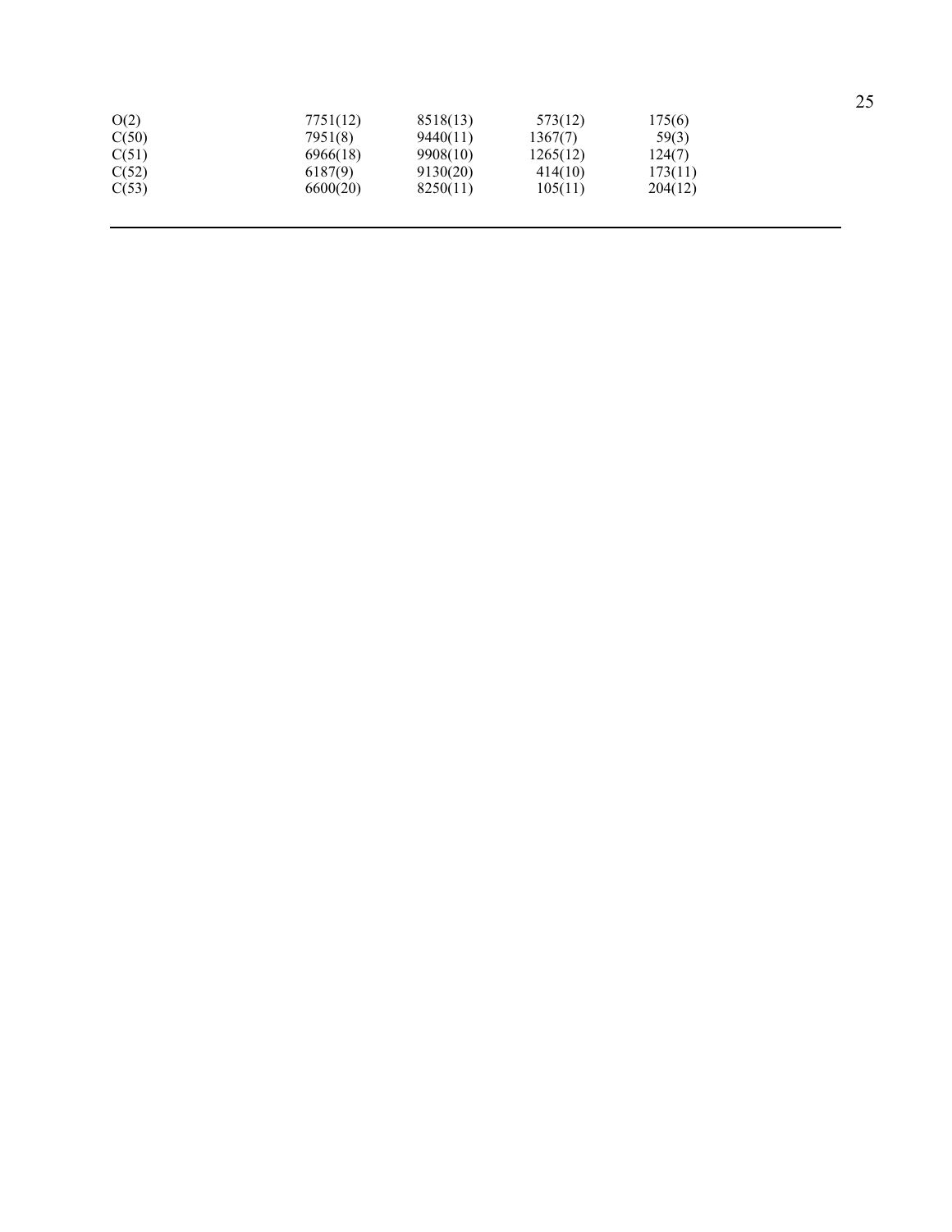| | | | | |
|---|---|---|---|---|
| O(2) | 7751(12) | 8518(13) | 573(12) | 175(6) |
| C(50) | 7951(8) | 9440(11) | 1367(7) | 59(3) |
| C(51) | 6966(18) | 9908(10) | 1265(12) | 124(7) |
| C(52) | 6187(9) | 9130(20) | 414(10) | 173(11) |
| C(53) | 6600(20) | 8250(11) | 105(11) | 204(12) |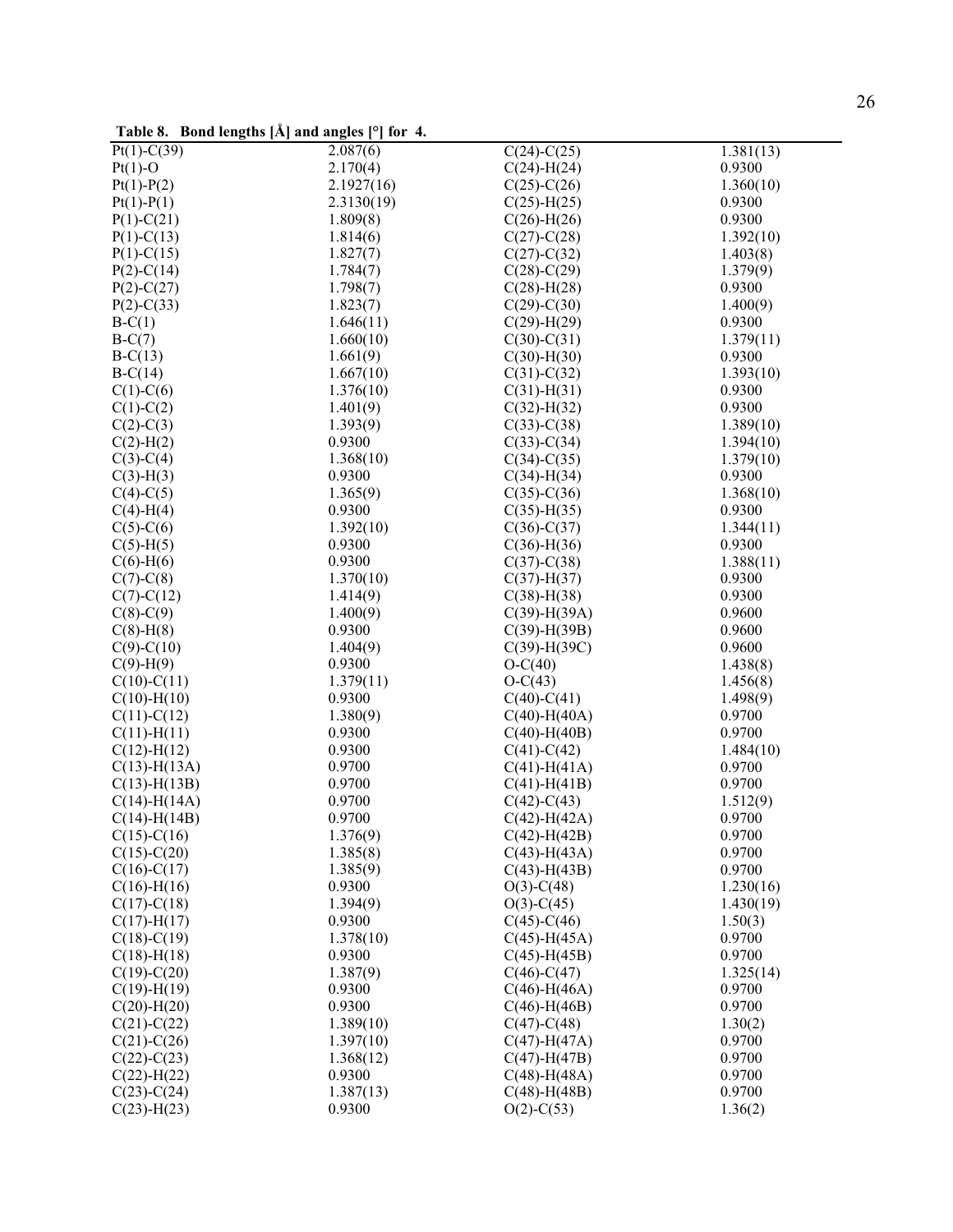**Table 8. Bond lengths [Å] and angles [°] for 4.**

| | | | |
|---|---|---|---|
| Pt(1)-C(39) | 2.087(6) | C(24)-C(25) | 1.381(13) |
| Pt(1)-O | 2.170(4) | C(24)-H(24) | 0.9300 |
| Pt(1)-P(2) | 2.1927(16) | C(25)-C(26) | 1.360(10) |
| Pt(1)-P(1) | 2.3130(19) | C(25)-H(25) | 0.9300 |
| P(1)-C(21) | 1.809(8) | C(26)-H(26) | 0.9300 |
| P(1)-C(13) | 1.814(6) | C(27)-C(28) | 1.392(10) |
| P(1)-C(15) | 1.827(7) | C(27)-C(32) | 1.403(8) |
| P(2)-C(14) | 1.784(7) | C(28)-C(29) | 1.379(9) |
| P(2)-C(27) | 1.798(7) | C(28)-H(28) | 0.9300 |
| P(2)-C(33) | 1.823(7) | C(29)-C(30) | 1.400(9) |
| B-C(1) | 1.646(11) | C(29)-H(29) | 0.9300 |
| B-C(7) | 1.660(10) | C(30)-C(31) | 1.379(11) |
| B-C(13) | 1.661(9) | C(30)-H(30) | 0.9300 |
| B-C(14) | 1.667(10) | C(31)-C(32) | 1.393(10) |
| C(1)-C(6) | 1.376(10) | C(31)-H(31) | 0.9300 |
| C(1)-C(2) | 1.401(9) | C(32)-H(32) | 0.9300 |
| C(2)-C(3) | 1.393(9) | C(33)-C(38) | 1.389(10) |
| C(2)-H(2) | 0.9300 | C(33)-C(34) | 1.394(10) |
| C(3)-C(4) | 1.368(10) | C(34)-C(35) | 1.379(10) |
| C(3)-H(3) | 0.9300 | C(34)-H(34) | 0.9300 |
| C(4)-C(5) | 1.365(9) | C(35)-C(36) | 1.368(10) |
| C(4)-H(4) | 0.9300 | C(35)-H(35) | 0.9300 |
| C(5)-C(6) | 1.392(10) | C(36)-C(37) | 1.344(11) |
| C(5)-H(5) | 0.9300 | C(36)-H(36) | 0.9300 |
| C(6)-H(6) | 0.9300 | C(37)-C(38) | 1.388(11) |
| C(7)-C(8) | 1.370(10) | C(37)-H(37) | 0.9300 |
| C(7)-C(12) | 1.414(9) | C(38)-H(38) | 0.9300 |
| C(8)-C(9) | 1.400(9) | C(39)-H(39A) | 0.9600 |
| C(8)-H(8) | 0.9300 | C(39)-H(39B) | 0.9600 |
| C(9)-C(10) | 1.404(9) | C(39)-H(39C) | 0.9600 |
| C(9)-H(9) | 0.9300 | O-C(40) | 1.438(8) |
| C(10)-C(11) | 1.379(11) | O-C(43) | 1.456(8) |
| C(10)-H(10) | 0.9300 | C(40)-C(41) | 1.498(9) |
| C(11)-C(12) | 1.380(9) | C(40)-H(40A) | 0.9700 |
| C(11)-H(11) | 0.9300 | C(40)-H(40B) | 0.9700 |
| C(12)-H(12) | 0.9300 | C(41)-C(42) | 1.484(10) |
| C(13)-H(13A) | 0.9700 | C(41)-H(41A) | 0.9700 |
| C(13)-H(13B) | 0.9700 | C(41)-H(41B) | 0.9700 |
| C(14)-H(14A) | 0.9700 | C(42)-C(43) | 1.512(9) |
| C(14)-H(14B) | 0.9700 | C(42)-H(42A) | 0.9700 |
| C(15)-C(16) | 1.376(9) | C(42)-H(42B) | 0.9700 |
| C(15)-C(20) | 1.385(8) | C(43)-H(43A) | 0.9700 |
| C(16)-C(17) | 1.385(9) | C(43)-H(43B) | 0.9700 |
| C(16)-H(16) | 0.9300 | O(3)-C(48) | 1.230(16) |
| C(17)-C(18) | 1.394(9) | O(3)-C(45) | 1.430(19) |
| C(17)-H(17) | 0.9300 | C(45)-C(46) | 1.50(3) |
| C(18)-C(19) | 1.378(10) | C(45)-H(45A) | 0.9700 |
| C(18)-H(18) | 0.9300 | C(45)-H(45B) | 0.9700 |
| C(19)-C(20) | 1.387(9) | C(46)-C(47) | 1.325(14) |
| C(19)-H(19) | 0.9300 | C(46)-H(46A) | 0.9700 |
| C(20)-H(20) | 0.9300 | C(46)-H(46B) | 0.9700 |
| C(21)-C(22) | 1.389(10) | C(47)-C(48) | 1.30(2) |
| C(21)-C(26) | 1.397(10) | C(47)-H(47A) | 0.9700 |
| C(22)-C(23) | 1.368(12) | C(47)-H(47B) | 0.9700 |
| C(22)-H(22) | 0.9300 | C(48)-H(48A) | 0.9700 |
| C(23)-C(24) | 1.387(13) | C(48)-H(48B) | 0.9700 |
| C(23)-H(23) | 0.9300 | O(2)-C(53) | 1.36(2) |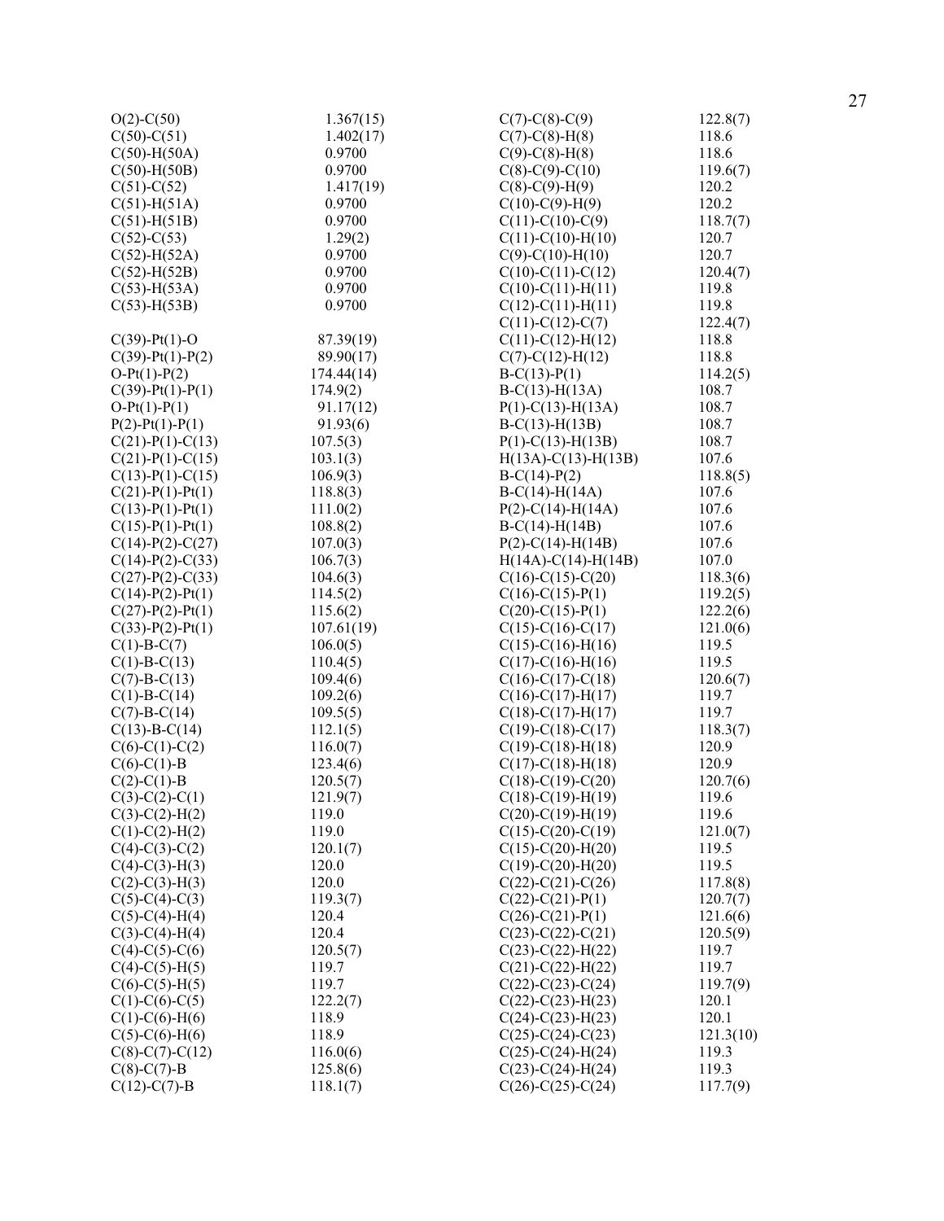| | |
|---|---|
| O(2)-C(50) | 1.367(15) |
| C(50)-C(51) | 1.402(17) |
| C(50)-H(50A) | 0.9700 |
| C(50)-H(50B) | 0.9700 |
| C(51)-C(52) | 1.417(19) |
| C(51)-H(51A) | 0.9700 |
| C(51)-H(51B) | 0.9700 |
| C(52)-C(53) | 1.29(2) |
| C(52)-H(52A) | 0.9700 |
| C(52)-H(52B) | 0.9700 |
| C(53)-H(53A) | 0.9700 |
| C(53)-H(53B) | 0.9700 |
| | |
| C(39)-Pt(1)-O | 87.39(19) |
| C(39)-Pt(1)-P(2) | 89.90(17) |
| O-Pt(1)-P(2) | 174.44(14) |
| C(39)-Pt(1)-P(1) | 174.9(2) |
| O-Pt(1)-P(1) | 91.17(12) |
| P(2)-Pt(1)-P(1) | 91.93(6) |
| C(21)-P(1)-C(13) | 107.5(3) |
| C(21)-P(1)-C(15) | 103.1(3) |
| C(13)-P(1)-C(15) | 106.9(3) |
| C(21)-P(1)-Pt(1) | 118.8(3) |
| C(13)-P(1)-Pt(1) | 111.0(2) |
| C(15)-P(1)-Pt(1) | 108.8(2) |
| C(14)-P(2)-C(27) | 107.0(3) |
| C(14)-P(2)-C(33) | 106.7(3) |
| C(27)-P(2)-C(33) | 104.6(3) |
| C(14)-P(2)-Pt(1) | 114.5(2) |
| C(27)-P(2)-Pt(1) | 115.6(2) |
| C(33)-P(2)-Pt(1) | 107.61(19) |
| C(1)-B-C(7) | 106.0(5) |
| C(1)-B-C(13) | 110.4(5) |
| C(7)-B-C(13) | 109.4(6) |
| C(1)-B-C(14) | 109.2(6) |
| C(7)-B-C(14) | 109.5(5) |
| C(13)-B-C(14) | 112.1(5) |
| C(6)-C(1)-C(2) | 116.0(7) |
| C(6)-C(1)-B | 123.4(6) |
| C(2)-C(1)-B | 120.5(7) |
| C(3)-C(2)-C(1) | 121.9(7) |
| C(3)-C(2)-H(2) | 119.0 |
| C(1)-C(2)-H(2) | 119.0 |
| C(4)-C(3)-C(2) | 120.1(7) |
| C(4)-C(3)-H(3) | 120.0 |
| C(2)-C(3)-H(3) | 120.0 |
| C(5)-C(4)-C(3) | 119.3(7) |
| C(5)-C(4)-H(4) | 120.4 |
| C(3)-C(4)-H(4) | 120.4 |
| C(4)-C(5)-C(6) | 120.5(7) |
| C(4)-C(5)-H(5) | 119.7 |
| C(6)-C(5)-H(5) | 119.7 |
| C(1)-C(6)-C(5) | 122.2(7) |
| C(1)-C(6)-H(6) | 118.9 |
| C(5)-C(6)-H(6) | 118.9 |
| C(8)-C(7)-C(12) | 116.0(6) |
| C(8)-C(7)-B | 125.8(6) |
| C(12)-C(7)-B | 118.1(7) |
| C(7)-C(8)-C(9) | 122.8(7) |
| C(7)-C(8)-H(8) | 118.6 |
| C(9)-C(8)-H(8) | 118.6 |
| C(8)-C(9)-C(10) | 119.6(7) |
| C(8)-C(9)-H(9) | 120.2 |
| C(10)-C(9)-H(9) | 120.2 |
| C(11)-C(10)-C(9) | 118.7(7) |
| C(11)-C(10)-H(10) | 120.7 |
| C(9)-C(10)-H(10) | 120.7 |
| C(10)-C(11)-C(12) | 120.4(7) |
| C(10)-C(11)-H(11) | 119.8 |
| C(12)-C(11)-H(11) | 119.8 |
| C(11)-C(12)-C(7) | 122.4(7) |
| C(11)-C(12)-H(12) | 118.8 |
| C(7)-C(12)-H(12) | 118.8 |
| B-C(13)-P(1) | 114.2(5) |
| B-C(13)-H(13A) | 108.7 |
| P(1)-C(13)-H(13A) | 108.7 |
| B-C(13)-H(13B) | 108.7 |
| P(1)-C(13)-H(13B) | 108.7 |
| H(13A)-C(13)-H(13B) | 107.6 |
| B-C(14)-P(2) | 118.8(5) |
| B-C(14)-H(14A) | 107.6 |
| P(2)-C(14)-H(14A) | 107.6 |
| B-C(14)-H(14B) | 107.6 |
| P(2)-C(14)-H(14B) | 107.6 |
| H(14A)-C(14)-H(14B) | 107.0 |
| C(16)-C(15)-C(20) | 118.3(6) |
| C(16)-C(15)-P(1) | 119.2(5) |
| C(20)-C(15)-P(1) | 122.2(6) |
| C(15)-C(16)-C(17) | 121.0(6) |
| C(15)-C(16)-H(16) | 119.5 |
| C(17)-C(16)-H(16) | 119.5 |
| C(16)-C(17)-C(18) | 120.6(7) |
| C(16)-C(17)-H(17) | 119.7 |
| C(18)-C(17)-H(17) | 119.7 |
| C(19)-C(18)-C(17) | 118.3(7) |
| C(19)-C(18)-H(18) | 120.9 |
| C(17)-C(18)-H(18) | 120.9 |
| C(18)-C(19)-C(20) | 120.7(6) |
| C(18)-C(19)-H(19) | 119.6 |
| C(20)-C(19)-H(19) | 119.6 |
| C(15)-C(20)-C(19) | 121.0(7) |
| C(15)-C(20)-H(20) | 119.5 |
| C(19)-C(20)-H(20) | 119.5 |
| C(22)-C(21)-C(26) | 117.8(8) |
| C(22)-C(21)-P(1) | 120.7(7) |
| C(26)-C(21)-P(1) | 121.6(6) |
| C(23)-C(22)-C(21) | 120.5(9) |
| C(23)-C(22)-H(22) | 119.7 |
| C(21)-C(22)-H(22) | 119.7 |
| C(22)-C(23)-C(24) | 119.7(9) |
| C(22)-C(23)-H(23) | 120.1 |
| C(24)-C(23)-H(23) | 120.1 |
| C(25)-C(24)-C(23) | 121.3(10) |
| C(25)-C(24)-H(24) | 119.3 |
| C(23)-C(24)-H(24) | 119.3 |
| C(26)-C(25)-C(24) | 117.7(9) |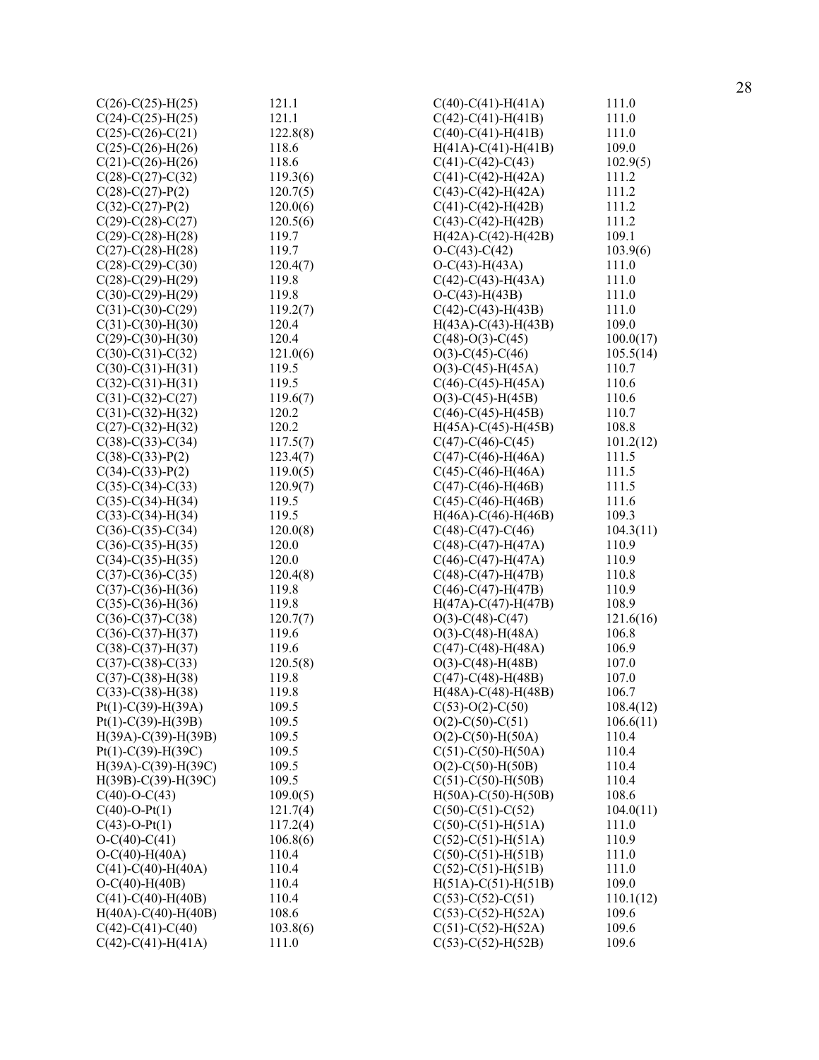| | |
|---|---|
| C(26)-C(25)-H(25) | 121.1 |
| C(24)-C(25)-H(25) | 121.1 |
| C(25)-C(26)-C(21) | 122.8(8) |
| C(25)-C(26)-H(26) | 118.6 |
| C(21)-C(26)-H(26) | 118.6 |
| C(28)-C(27)-C(32) | 119.3(6) |
| C(28)-C(27)-P(2) | 120.7(5) |
| C(32)-C(27)-P(2) | 120.0(6) |
| C(29)-C(28)-C(27) | 120.5(6) |
| C(29)-C(28)-H(28) | 119.7 |
| C(27)-C(28)-H(28) | 119.7 |
| C(28)-C(29)-C(30) | 120.4(7) |
| C(28)-C(29)-H(29) | 119.8 |
| C(30)-C(29)-H(29) | 119.8 |
| C(31)-C(30)-C(29) | 119.2(7) |
| C(31)-C(30)-H(30) | 120.4 |
| C(29)-C(30)-H(30) | 120.4 |
| C(30)-C(31)-C(32) | 121.0(6) |
| C(30)-C(31)-H(31) | 119.5 |
| C(32)-C(31)-H(31) | 119.5 |
| C(31)-C(32)-C(27) | 119.6(7) |
| C(31)-C(32)-H(32) | 120.2 |
| C(27)-C(32)-H(32) | 120.2 |
| C(38)-C(33)-C(34) | 117.5(7) |
| C(38)-C(33)-P(2) | 123.4(7) |
| C(34)-C(33)-P(2) | 119.0(5) |
| C(35)-C(34)-C(33) | 120.9(7) |
| C(35)-C(34)-H(34) | 119.5 |
| C(33)-C(34)-H(34) | 119.5 |
| C(36)-C(35)-C(34) | 120.0(8) |
| C(36)-C(35)-H(35) | 120.0 |
| C(34)-C(35)-H(35) | 120.0 |
| C(37)-C(36)-C(35) | 120.4(8) |
| C(37)-C(36)-H(36) | 119.8 |
| C(35)-C(36)-H(36) | 119.8 |
| C(36)-C(37)-C(38) | 120.7(7) |
| C(36)-C(37)-H(37) | 119.6 |
| C(38)-C(37)-H(37) | 119.6 |
| C(37)-C(38)-C(33) | 120.5(8) |
| C(37)-C(38)-H(38) | 119.8 |
| C(33)-C(38)-H(38) | 119.8 |
| Pt(1)-C(39)-H(39A) | 109.5 |
| Pt(1)-C(39)-H(39B) | 109.5 |
| H(39A)-C(39)-H(39B) | 109.5 |
| Pt(1)-C(39)-H(39C) | 109.5 |
| H(39A)-C(39)-H(39C) | 109.5 |
| H(39B)-C(39)-H(39C) | 109.5 |
| C(40)-O-C(43) | 109.0(5) |
| C(40)-O-Pt(1) | 121.7(4) |
| C(43)-O-Pt(1) | 117.2(4) |
| O-C(40)-C(41) | 106.8(6) |
| O-C(40)-H(40A) | 110.4 |
| C(41)-C(40)-H(40A) | 110.4 |
| O-C(40)-H(40B) | 110.4 |
| C(41)-C(40)-H(40B) | 110.4 |
| H(40A)-C(40)-H(40B) | 108.6 |
| C(42)-C(41)-C(40) | 103.8(6) |
| C(42)-C(41)-H(41A) | 111.0 |
| C(40)-C(41)-H(41A) | 111.0 |
| C(42)-C(41)-H(41B) | 111.0 |
| C(40)-C(41)-H(41B) | 111.0 |
| H(41A)-C(41)-H(41B) | 109.0 |
| C(41)-C(42)-C(43) | 102.9(5) |
| C(41)-C(42)-H(42A) | 111.2 |
| C(43)-C(42)-H(42A) | 111.2 |
| C(41)-C(42)-H(42B) | 111.2 |
| C(43)-C(42)-H(42B) | 111.2 |
| H(42A)-C(42)-H(42B) | 109.1 |
| O-C(43)-C(42) | 103.9(6) |
| O-C(43)-H(43A) | 111.0 |
| C(42)-C(43)-H(43A) | 111.0 |
| O-C(43)-H(43B) | 111.0 |
| C(42)-C(43)-H(43B) | 111.0 |
| H(43A)-C(43)-H(43B) | 109.0 |
| C(48)-O(3)-C(45) | 100.0(17) |
| O(3)-C(45)-C(46) | 105.5(14) |
| O(3)-C(45)-H(45A) | 110.7 |
| C(46)-C(45)-H(45A) | 110.6 |
| O(3)-C(45)-H(45B) | 110.6 |
| C(46)-C(45)-H(45B) | 110.7 |
| H(45A)-C(45)-H(45B) | 108.8 |
| C(47)-C(46)-C(45) | 101.2(12) |
| C(47)-C(46)-H(46A) | 111.5 |
| C(45)-C(46)-H(46A) | 111.5 |
| C(47)-C(46)-H(46B) | 111.5 |
| C(45)-C(46)-H(46B) | 111.6 |
| H(46A)-C(46)-H(46B) | 109.3 |
| C(48)-C(47)-C(46) | 104.3(11) |
| C(48)-C(47)-H(47A) | 110.9 |
| C(46)-C(47)-H(47A) | 110.9 |
| C(48)-C(47)-H(47B) | 110.8 |
| C(46)-C(47)-H(47B) | 110.9 |
| H(47A)-C(47)-H(47B) | 108.9 |
| O(3)-C(48)-C(47) | 121.6(16) |
| O(3)-C(48)-H(48A) | 106.8 |
| C(47)-C(48)-H(48A) | 106.9 |
| O(3)-C(48)-H(48B) | 107.0 |
| C(47)-C(48)-H(48B) | 107.0 |
| H(48A)-C(48)-H(48B) | 106.7 |
| C(53)-O(2)-C(50) | 108.4(12) |
| O(2)-C(50)-C(51) | 106.6(11) |
| O(2)-C(50)-H(50A) | 110.4 |
| C(51)-C(50)-H(50A) | 110.4 |
| O(2)-C(50)-H(50B) | 110.4 |
| C(51)-C(50)-H(50B) | 110.4 |
| H(50A)-C(50)-H(50B) | 108.6 |
| C(50)-C(51)-C(52) | 104.0(11) |
| C(50)-C(51)-H(51A) | 111.0 |
| C(52)-C(51)-H(51A) | 110.9 |
| C(50)-C(51)-H(51B) | 111.0 |
| C(52)-C(51)-H(51B) | 111.0 |
| H(51A)-C(51)-H(51B) | 109.0 |
| C(53)-C(52)-C(51) | 110.1(12) |
| C(53)-C(52)-H(52A) | 109.6 |
| C(51)-C(52)-H(52A) | 109.6 |
| C(53)-C(52)-H(52B) | 109.6 |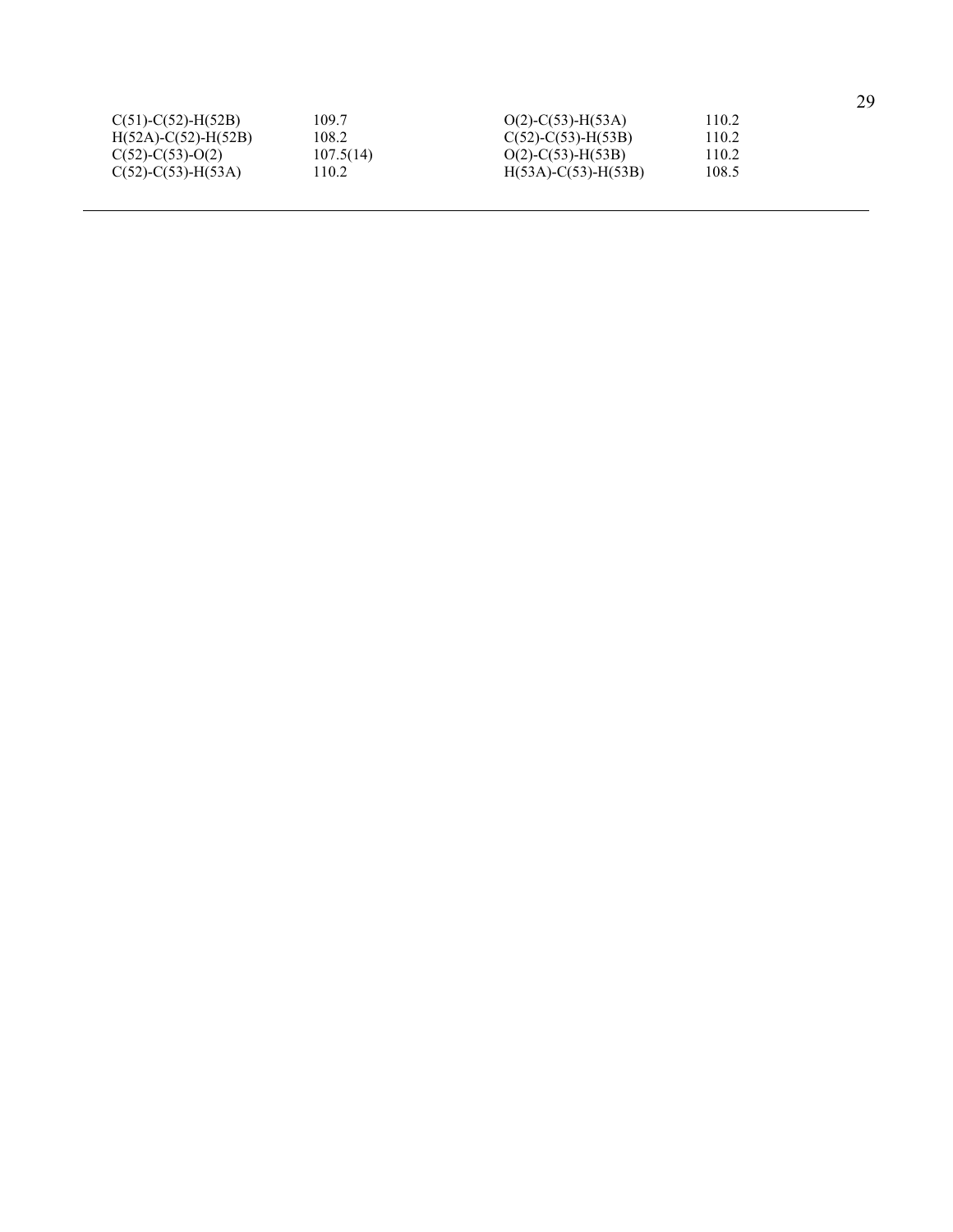| | | | |
|---|---|---|---|
| C(51)-C(52)-H(52B) | 109.7 | O(2)-C(53)-H(53A) | 110.2 |
| H(52A)-C(52)-H(52B) | 108.2 | C(52)-C(53)-H(53B) | 110.2 |
| C(52)-C(53)-O(2) | 107.5(14) | O(2)-C(53)-H(53B) | 110.2 |
| C(52)-C(53)-H(53A) | 110.2 | H(53A)-C(53)-H(53B) | 108.5 |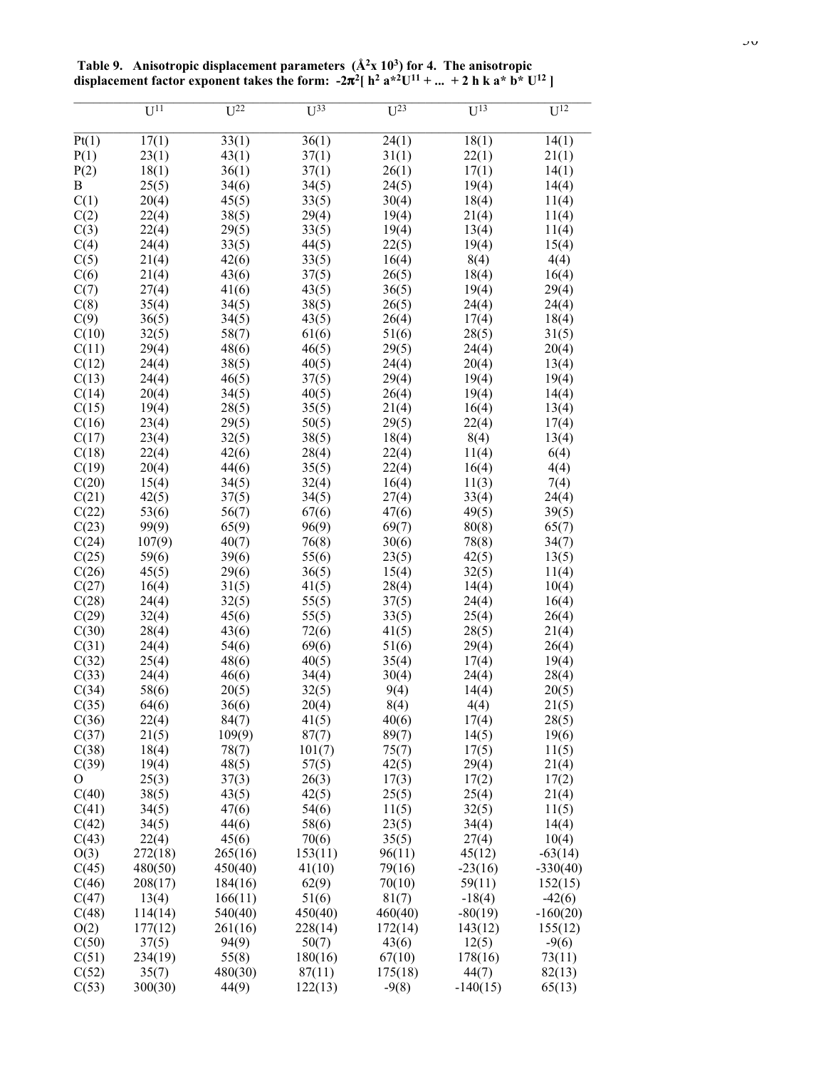**Table 9. Anisotropic displacement parameters (Å$^2$x 10$^3$) for 4. The anisotropic displacement factor exponent takes the form: $-2\pi^2[ h^2 a^{*2}U^{11} + ... + 2 h k a^* b^* U^{12} ]$**

| | $U^{11}$ | $U^{22}$ | $U^{33}$ | $U^{23}$ | $U^{13}$ | $U^{12}$ |
|---|---|---|---|---|---|---|
| Pt(1) | 17(1) | 33(1) | 36(1) | 24(1) | 18(1) | 14(1) |
| P(1) | 23(1) | 43(1) | 37(1) | 31(1) | 22(1) | 21(1) |
| P(2) | 18(1) | 36(1) | 37(1) | 26(1) | 17(1) | 14(1) |
| B | 25(5) | 34(6) | 34(5) | 24(5) | 19(4) | 14(4) |
| C(1) | 20(4) | 45(5) | 33(5) | 30(4) | 18(4) | 11(4) |
| C(2) | 22(4) | 38(5) | 29(4) | 19(4) | 21(4) | 11(4) |
| C(3) | 22(4) | 29(5) | 33(5) | 19(4) | 13(4) | 11(4) |
| C(4) | 24(4) | 33(5) | 44(5) | 22(5) | 19(4) | 15(4) |
| C(5) | 21(4) | 42(6) | 33(5) | 16(4) | 8(4) | 4(4) |
| C(6) | 21(4) | 43(6) | 37(5) | 26(5) | 18(4) | 16(4) |
| C(7) | 27(4) | 41(6) | 43(5) | 36(5) | 19(4) | 29(4) |
| C(8) | 35(4) | 34(5) | 38(5) | 26(5) | 24(4) | 24(4) |
| C(9) | 36(5) | 34(5) | 43(5) | 26(4) | 17(4) | 18(4) |
| C(10) | 32(5) | 58(7) | 61(6) | 51(6) | 28(5) | 31(5) |
| C(11) | 29(4) | 48(6) | 46(5) | 29(5) | 24(4) | 20(4) |
| C(12) | 24(4) | 38(5) | 40(5) | 24(4) | 20(4) | 13(4) |
| C(13) | 24(4) | 46(5) | 37(5) | 29(4) | 19(4) | 19(4) |
| C(14) | 20(4) | 34(5) | 40(5) | 26(4) | 19(4) | 14(4) |
| C(15) | 19(4) | 28(5) | 35(5) | 21(4) | 16(4) | 13(4) |
| C(16) | 23(4) | 29(5) | 50(5) | 29(5) | 22(4) | 17(4) |
| C(17) | 23(4) | 32(5) | 38(5) | 18(4) | 8(4) | 13(4) |
| C(18) | 22(4) | 42(6) | 28(4) | 22(4) | 11(4) | 6(4) |
| C(19) | 20(4) | 44(6) | 35(5) | 22(4) | 16(4) | 4(4) |
| C(20) | 15(4) | 34(5) | 32(4) | 16(4) | 11(3) | 7(4) |
| C(21) | 42(5) | 37(5) | 34(5) | 27(4) | 33(4) | 24(4) |
| C(22) | 53(6) | 56(7) | 67(6) | 47(6) | 49(5) | 39(5) |
| C(23) | 99(9) | 65(9) | 96(9) | 69(7) | 80(8) | 65(7) |
| C(24) | 107(9) | 40(7) | 76(8) | 30(6) | 78(8) | 34(7) |
| C(25) | 59(6) | 39(6) | 55(6) | 23(5) | 42(5) | 13(5) |
| C(26) | 45(5) | 29(6) | 36(5) | 15(4) | 32(5) | 11(4) |
| C(27) | 16(4) | 31(5) | 41(5) | 28(4) | 14(4) | 10(4) |
| C(28) | 24(4) | 32(5) | 55(5) | 37(5) | 24(4) | 16(4) |
| C(29) | 32(4) | 45(6) | 55(5) | 33(5) | 25(4) | 26(4) |
| C(30) | 28(4) | 43(6) | 72(6) | 41(5) | 28(5) | 21(4) |
| C(31) | 24(4) | 54(6) | 69(6) | 51(6) | 29(4) | 26(4) |
| C(32) | 25(4) | 48(6) | 40(5) | 35(4) | 17(4) | 19(4) |
| C(33) | 24(4) | 46(6) | 34(4) | 30(4) | 24(4) | 28(4) |
| C(34) | 58(6) | 20(5) | 32(5) | 9(4) | 14(4) | 20(5) |
| C(35) | 64(6) | 36(6) | 20(4) | 8(4) | 4(4) | 21(5) |
| C(36) | 22(4) | 84(7) | 41(5) | 40(6) | 17(4) | 28(5) |
| C(37) | 21(5) | 109(9) | 87(7) | 89(7) | 14(5) | 19(6) |
| C(38) | 18(4) | 78(7) | 101(7) | 75(7) | 17(5) | 11(5) |
| C(39) | 19(4) | 48(5) | 57(5) | 42(5) | 29(4) | 21(4) |
| O | 25(3) | 37(3) | 26(3) | 17(3) | 17(2) | 17(2) |
| C(40) | 38(5) | 43(5) | 42(5) | 25(5) | 25(4) | 21(4) |
| C(41) | 34(5) | 47(6) | 54(6) | 11(5) | 32(5) | 11(5) |
| C(42) | 34(5) | 44(6) | 58(6) | 23(5) | 34(4) | 14(4) |
| C(43) | 22(4) | 45(6) | 70(6) | 35(5) | 27(4) | 10(4) |
| O(3) | 272(18) | 265(16) | 153(11) | 96(11) | 45(12) | -63(14) |
| C(45) | 480(50) | 450(40) | 41(10) | 79(16) | -23(16) | -330(40) |
| C(46) | 208(17) | 184(16) | 62(9) | 70(10) | 59(11) | 152(15) |
| C(47) | 13(4) | 166(11) | 51(6) | 81(7) | -18(4) | -42(6) |
| C(48) | 114(14) | 540(40) | 450(40) | 460(40) | -80(19) | -160(20) |
| O(2) | 177(12) | 261(16) | 228(14) | 172(14) | 143(12) | 155(12) |
| C(50) | 37(5) | 94(9) | 50(7) | 43(6) | 12(5) | -9(6) |
| C(51) | 234(19) | 55(8) | 180(16) | 67(10) | 178(16) | 73(11) |
| C(52) | 35(7) | 480(30) | 87(11) | 175(18) | 44(7) | 82(13) |
| C(53) | 300(30) | 44(9) | 122(13) | -9(8) | -140(15) | 65(13) |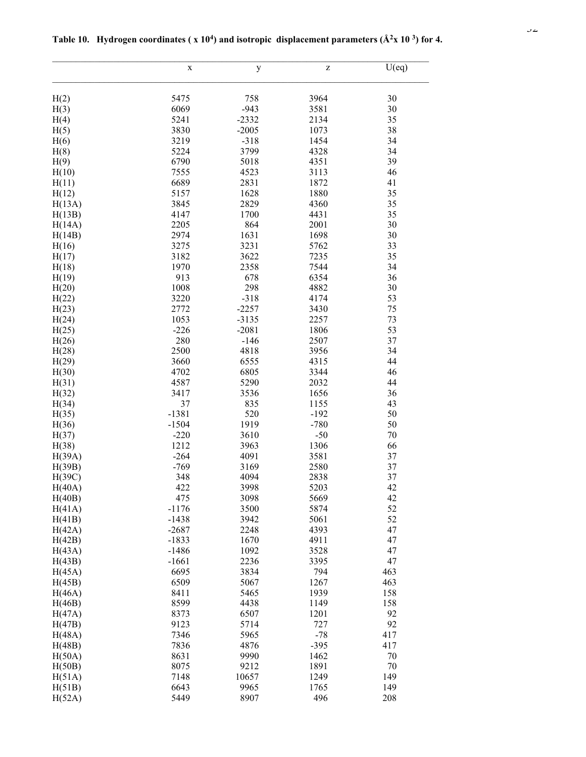**Table 10. Hydrogen coordinates ( x $10^4$) and isotropic displacement parameters ($Å^2$x $10^3$) for 4.**

| | x | y | z | U(eq) |
|---|---|---|---|---|
| H(2) | 5475 | 758 | 3964 | 30 |
| H(3) | 6069 | -943 | 3581 | 30 |
| H(4) | 5241 | -2332 | 2134 | 35 |
| H(5) | 3830 | -2005 | 1073 | 38 |
| H(6) | 3219 | -318 | 1454 | 34 |
| H(8) | 5224 | 3799 | 4328 | 34 |
| H(9) | 6790 | 5018 | 4351 | 39 |
| H(10) | 7555 | 4523 | 3113 | 46 |
| H(11) | 6689 | 2831 | 1872 | 41 |
| H(12) | 5157 | 1628 | 1880 | 35 |
| H(13A) | 3845 | 2829 | 4360 | 35 |
| H(13B) | 4147 | 1700 | 4431 | 35 |
| H(14A) | 2205 | 864 | 2001 | 30 |
| H(14B) | 2974 | 1631 | 1698 | 30 |
| H(16) | 3275 | 3231 | 5762 | 33 |
| H(17) | 3182 | 3622 | 7235 | 35 |
| H(18) | 1970 | 2358 | 7544 | 34 |
| H(19) | 913 | 678 | 6354 | 36 |
| H(20) | 1008 | 298 | 4882 | 30 |
| H(22) | 3220 | -318 | 4174 | 53 |
| H(23) | 2772 | -2257 | 3430 | 75 |
| H(24) | 1053 | -3135 | 2257 | 73 |
| H(25) | -226 | -2081 | 1806 | 53 |
| H(26) | 280 | -146 | 2507 | 37 |
| H(28) | 2500 | 4818 | 3956 | 34 |
| H(29) | 3660 | 6555 | 4315 | 44 |
| H(30) | 4702 | 6805 | 3344 | 46 |
| H(31) | 4587 | 5290 | 2032 | 44 |
| H(32) | 3417 | 3536 | 1656 | 36 |
| H(34) | 37 | 835 | 1155 | 43 |
| H(35) | -1381 | 520 | -192 | 50 |
| H(36) | -1504 | 1919 | -780 | 50 |
| H(37) | -220 | 3610 | -50 | 70 |
| H(38) | 1212 | 3963 | 1306 | 66 |
| H(39A) | -264 | 4091 | 3581 | 37 |
| H(39B) | -769 | 3169 | 2580 | 37 |
| H(39C) | 348 | 4094 | 2838 | 37 |
| H(40A) | 422 | 3998 | 5203 | 42 |
| H(40B) | 475 | 3098 | 5669 | 42 |
| H(41A) | -1176 | 3500 | 5874 | 52 |
| H(41B) | -1438 | 3942 | 5061 | 52 |
| H(42A) | -2687 | 2248 | 4393 | 47 |
| H(42B) | -1833 | 1670 | 4911 | 47 |
| H(43A) | -1486 | 1092 | 3528 | 47 |
| H(43B) | -1661 | 2236 | 3395 | 47 |
| H(45A) | 6695 | 3834 | 794 | 463 |
| H(45B) | 6509 | 5067 | 1267 | 463 |
| H(46A) | 8411 | 5465 | 1939 | 158 |
| H(46B) | 8599 | 4438 | 1149 | 158 |
| H(47A) | 8373 | 6507 | 1201 | 92 |
| H(47B) | 9123 | 5714 | 727 | 92 |
| H(48A) | 7346 | 5965 | -78 | 417 |
| H(48B) | 7836 | 4876 | -395 | 417 |
| H(50A) | 8631 | 9990 | 1462 | 70 |
| H(50B) | 8075 | 9212 | 1891 | 70 |
| H(51A) | 7148 | 10657 | 1249 | 149 |
| H(51B) | 6643 | 9965 | 1765 | 149 |
| H(52A) | 5449 | 8907 | 496 | 208 |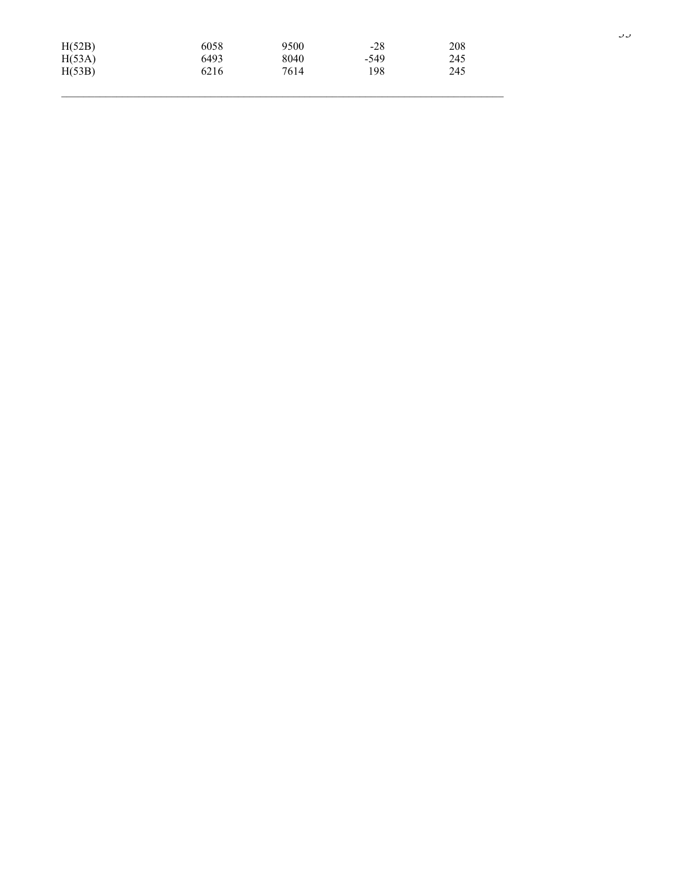| | | | | |
|---|---|---|---|---|
| H(52B) | 6058 | 9500 | -28 | 208 |
| H(53A) | 6493 | 8040 | -549 | 245 |
| H(53B) | 6216 | 7614 | 198 | 245 |